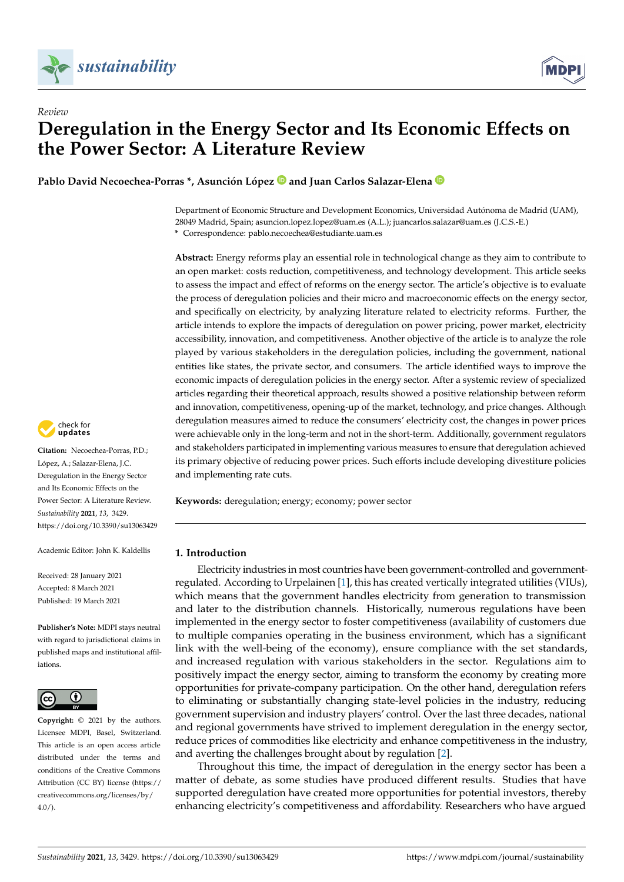*Review*

# Deregulation in the Energy Sector and Its Economic Effects on the Power Sector: A Literature Review

**Pablo David Necoechea-Porras \*, Asunción López and Juan Carlos Salazar-Elena**

Department of Economic Structure and Development Economics, Universidad Autónoma de Madrid (UAM), 28049 Madrid, Spain; asuncion.lopez.lopez@uam.es (A.L.); juancarlos.salazar@uam.es (J.C.S.-E.)

\* Correspondence: pablo.necoechea@estudiante.uam.es

**Abstract:** Energy reforms play an essential role in technological change as they aim to contribute to an open market: costs reduction, competitiveness, and technology development. This article seeks to assess the impact and effect of reforms on the energy sector. The article's objective is to evaluate the process of deregulation policies and their micro and macroeconomic effects on the energy sector, and specifically on electricity, by analyzing literature related to electricity reforms. Further, the article intends to explore the impacts of deregulation on power pricing, power market, electricity accessibility, innovation, and competitiveness. Another objective of the article is to analyze the role played by various stakeholders in the deregulation policies, including the government, national entities like states, the private sector, and consumers. The article identified ways to improve the economic impacts of deregulation policies in the energy sector. After a systemic review of specialized articles regarding their theoretical approach, results showed a positive relationship between reform and innovation, competitiveness, opening-up of the market, technology, and price changes. Although deregulation measures aimed to reduce the consumers' electricity cost, the changes in power prices were achievable only in the long-term and not in the short-term. Additionally, government regulators and stakeholders participated in implementing various measures to ensure that deregulation achieved its primary objective of reducing power prices. Such efforts include developing divestiture policies and implementing rate cuts.

**Keywords:** deregulation; energy; economy; power sector

**Citation:** Necoechea-Porras, P.D.; López, A.; Salazar-Elena, J.C. Deregulation in the Energy Sector and Its Economic Effects on the Power Sector: A Literature Review. *Sustainability* **2021**, *13*, 3429. https://doi.org/10.3390/su13063429

Academic Editor: John K. Kaldellis

Received: 28 January 2021
Accepted: 8 March 2021
Published: 19 March 2021

**Publisher's Note:** MDPI stays neutral with regard to jurisdictional claims in published maps and institutional affiliations.

**Copyright:** © 2021 by the authors. Licensee MDPI, Basel, Switzerland. This article is an open access article distributed under the terms and conditions of the Creative Commons Attribution (CC BY) license (https://creativecommons.org/licenses/by/4.0/).

## 1. Introduction

Electricity industries in most countries have been government-controlled and government-regulated. According to Urpelainen [1], this has created vertically integrated utilities (VIUs), which means that the government handles electricity from generation to transmission and later to the distribution channels. Historically, numerous regulations have been implemented in the energy sector to foster competitiveness (availability of customers due to multiple companies operating in the business environment, which has a significant link with the well-being of the economy), ensure compliance with the set standards, and increased regulation with various stakeholders in the sector. Regulations aim to positively impact the energy sector, aiming to transform the economy by creating more opportunities for private-company participation. On the other hand, deregulation refers to eliminating or substantially changing state-level policies in the industry, reducing government supervision and industry players' control. Over the last three decades, national and regional governments have strived to implement deregulation in the energy sector, reduce prices of commodities like electricity and enhance competitiveness in the industry, and averting the challenges brought about by regulation [2].

Throughout this time, the impact of deregulation in the energy sector has been a matter of debate, as some studies have produced different results. Studies that have supported deregulation have created more opportunities for potential investors, thereby enhancing electricity's competitiveness and affordability. Researchers who have argued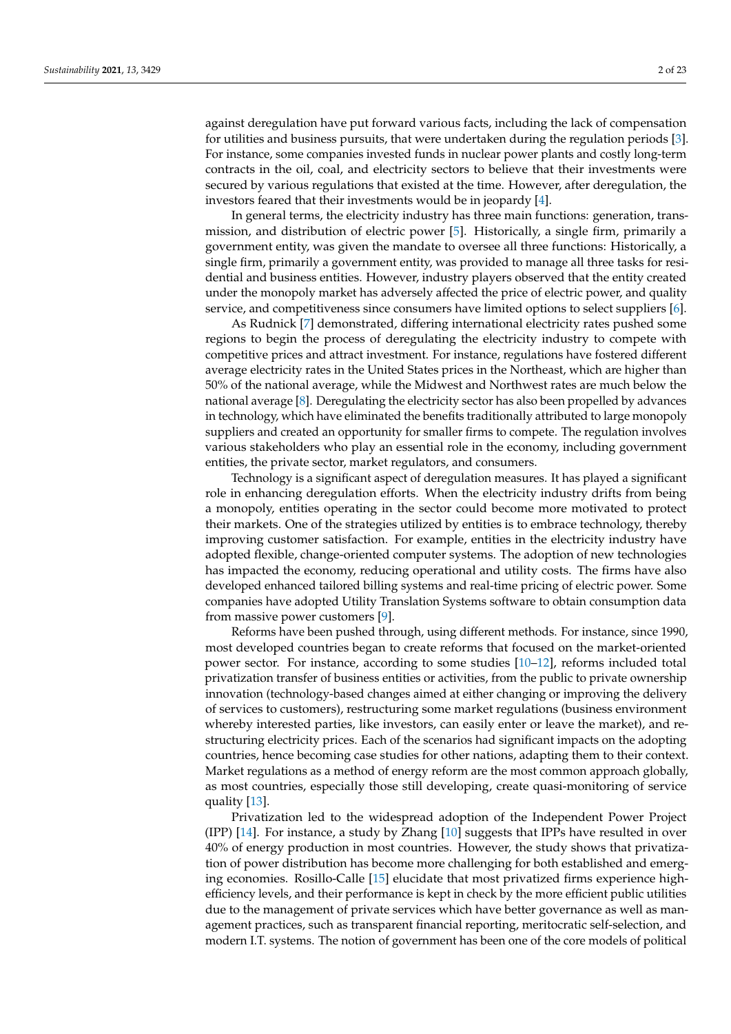against deregulation have put forward various facts, including the lack of compensation for utilities and business pursuits, that were undertaken during the regulation periods [3]. For instance, some companies invested funds in nuclear power plants and costly long-term contracts in the oil, coal, and electricity sectors to believe that their investments were secured by various regulations that existed at the time. However, after deregulation, the investors feared that their investments would be in jeopardy [4].

In general terms, the electricity industry has three main functions: generation, transmission, and distribution of electric power [5]. Historically, a single firm, primarily a government entity, was given the mandate to oversee all three functions: Historically, a single firm, primarily a government entity, was provided to manage all three tasks for residential and business entities. However, industry players observed that the entity created under the monopoly market has adversely affected the price of electric power, and quality service, and competitiveness since consumers have limited options to select suppliers [6].

As Rudnick [7] demonstrated, differing international electricity rates pushed some regions to begin the process of deregulating the electricity industry to compete with competitive prices and attract investment. For instance, regulations have fostered different average electricity rates in the United States prices in the Northeast, which are higher than 50% of the national average, while the Midwest and Northwest rates are much below the national average [8]. Deregulating the electricity sector has also been propelled by advances in technology, which have eliminated the benefits traditionally attributed to large monopoly suppliers and created an opportunity for smaller firms to compete. The regulation involves various stakeholders who play an essential role in the economy, including government entities, the private sector, market regulators, and consumers.

Technology is a significant aspect of deregulation measures. It has played a significant role in enhancing deregulation efforts. When the electricity industry drifts from being a monopoly, entities operating in the sector could become more motivated to protect their markets. One of the strategies utilized by entities is to embrace technology, thereby improving customer satisfaction. For example, entities in the electricity industry have adopted flexible, change-oriented computer systems. The adoption of new technologies has impacted the economy, reducing operational and utility costs. The firms have also developed enhanced tailored billing systems and real-time pricing of electric power. Some companies have adopted Utility Translation Systems software to obtain consumption data from massive power customers [9].

Reforms have been pushed through, using different methods. For instance, since 1990, most developed countries began to create reforms that focused on the market-oriented power sector. For instance, according to some studies [10–12], reforms included total privatization transfer of business entities or activities, from the public to private ownership innovation (technology-based changes aimed at either changing or improving the delivery of services to customers), restructuring some market regulations (business environment whereby interested parties, like investors, can easily enter or leave the market), and restructuring electricity prices. Each of the scenarios had significant impacts on the adopting countries, hence becoming case studies for other nations, adapting them to their context. Market regulations as a method of energy reform are the most common approach globally, as most countries, especially those still developing, create quasi-monitoring of service quality [13].

Privatization led to the widespread adoption of the Independent Power Project (IPP) [14]. For instance, a study by Zhang [10] suggests that IPPs have resulted in over 40% of energy production in most countries. However, the study shows that privatization of power distribution has become more challenging for both established and emerging economies. Rosillo-Calle [15] elucidate that most privatized firms experience high-efficiency levels, and their performance is kept in check by the more efficient public utilities due to the management of private services which have better governance as well as management practices, such as transparent financial reporting, meritocratic self-selection, and modern I.T. systems. The notion of government has been one of the core models of political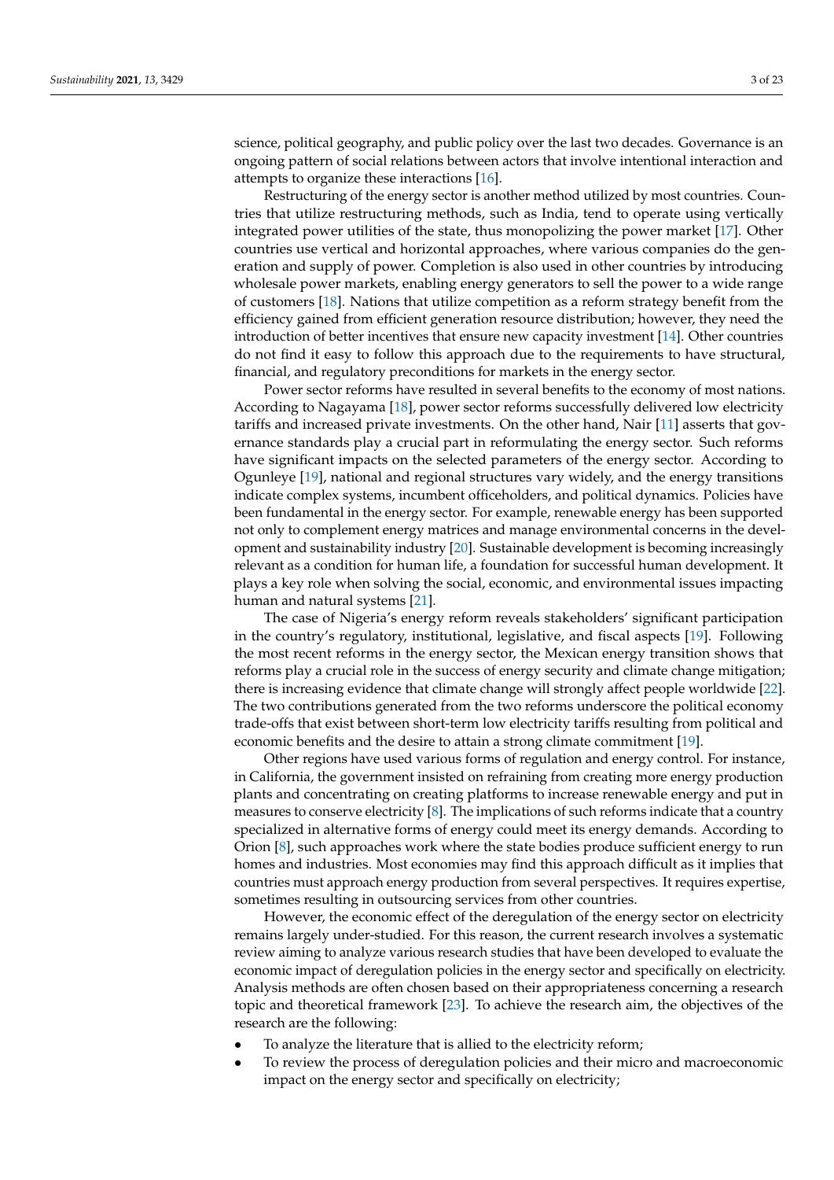science, political geography, and public policy over the last two decades. Governance is an ongoing pattern of social relations between actors that involve intentional interaction and attempts to organize these interactions [16].

Restructuring of the energy sector is another method utilized by most countries. Countries that utilize restructuring methods, such as India, tend to operate using vertically integrated power utilities of the state, thus monopolizing the power market [17]. Other countries use vertical and horizontal approaches, where various companies do the generation and supply of power. Completion is also used in other countries by introducing wholesale power markets, enabling energy generators to sell the power to a wide range of customers [18]. Nations that utilize competition as a reform strategy benefit from the efficiency gained from efficient generation resource distribution; however, they need the introduction of better incentives that ensure new capacity investment [14]. Other countries do not find it easy to follow this approach due to the requirements to have structural, financial, and regulatory preconditions for markets in the energy sector.

Power sector reforms have resulted in several benefits to the economy of most nations. According to Nagayama [18], power sector reforms successfully delivered low electricity tariffs and increased private investments. On the other hand, Nair [11] asserts that governance standards play a crucial part in reformulating the energy sector. Such reforms have significant impacts on the selected parameters of the energy sector. According to Ogunleye [19], national and regional structures vary widely, and the energy transitions indicate complex systems, incumbent officeholders, and political dynamics. Policies have been fundamental in the energy sector. For example, renewable energy has been supported not only to complement energy matrices and manage environmental concerns in the development and sustainability industry [20]. Sustainable development is becoming increasingly relevant as a condition for human life, a foundation for successful human development. It plays a key role when solving the social, economic, and environmental issues impacting human and natural systems [21].

The case of Nigeria's energy reform reveals stakeholders' significant participation in the country's regulatory, institutional, legislative, and fiscal aspects [19]. Following the most recent reforms in the energy sector, the Mexican energy transition shows that reforms play a crucial role in the success of energy security and climate change mitigation; there is increasing evidence that climate change will strongly affect people worldwide [22]. The two contributions generated from the two reforms underscore the political economy trade-offs that exist between short-term low electricity tariffs resulting from political and economic benefits and the desire to attain a strong climate commitment [19].

Other regions have used various forms of regulation and energy control. For instance, in California, the government insisted on refraining from creating more energy production plants and concentrating on creating platforms to increase renewable energy and put in measures to conserve electricity [8]. The implications of such reforms indicate that a country specialized in alternative forms of energy could meet its energy demands. According to Orion [8], such approaches work where the state bodies produce sufficient energy to run homes and industries. Most economies may find this approach difficult as it implies that countries must approach energy production from several perspectives. It requires expertise, sometimes resulting in outsourcing services from other countries.

However, the economic effect of the deregulation of the energy sector on electricity remains largely under-studied. For this reason, the current research involves a systematic review aiming to analyze various research studies that have been developed to evaluate the economic impact of deregulation policies in the energy sector and specifically on electricity. Analysis methods are often chosen based on their appropriateness concerning a research topic and theoretical framework [23]. To achieve the research aim, the objectives of the research are the following:

- To analyze the literature that is allied to the electricity reform;
- To review the process of deregulation policies and their micro and macroeconomic impact on the energy sector and specifically on electricity;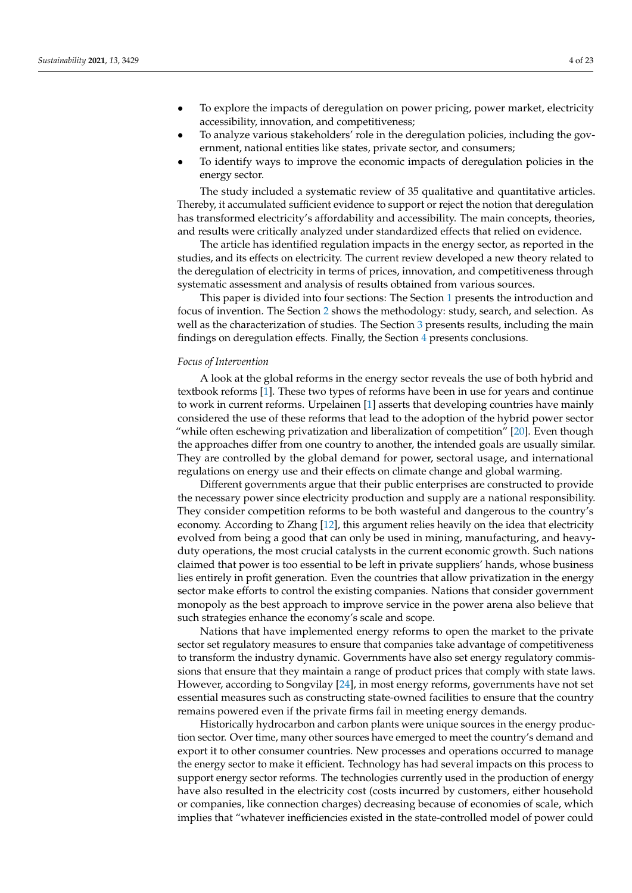- To explore the impacts of deregulation on power pricing, power market, electricity accessibility, innovation, and competitiveness;
- To analyze various stakeholders' role in the deregulation policies, including the government, national entities like states, private sector, and consumers;
- To identify ways to improve the economic impacts of deregulation policies in the energy sector.

The study included a systematic review of 35 qualitative and quantitative articles. Thereby, it accumulated sufficient evidence to support or reject the notion that deregulation has transformed electricity's affordability and accessibility. The main concepts, theories, and results were critically analyzed under standardized effects that relied on evidence.

The article has identified regulation impacts in the energy sector, as reported in the studies, and its effects on electricity. The current review developed a new theory related to the deregulation of electricity in terms of prices, innovation, and competitiveness through systematic assessment and analysis of results obtained from various sources.

This paper is divided into four sections: The Section 1 presents the introduction and focus of invention. The Section 2 shows the methodology: study, search, and selection. As well as the characterization of studies. The Section 3 presents results, including the main findings on deregulation effects. Finally, the Section 4 presents conclusions.

*Focus of Intervention*

A look at the global reforms in the energy sector reveals the use of both hybrid and textbook reforms [1]. These two types of reforms have been in use for years and continue to work in current reforms. Urpelainen [1] asserts that developing countries have mainly considered the use of these reforms that lead to the adoption of the hybrid power sector "while often eschewing privatization and liberalization of competition" [20]. Even though the approaches differ from one country to another, the intended goals are usually similar. They are controlled by the global demand for power, sectoral usage, and international regulations on energy use and their effects on climate change and global warming.

Different governments argue that their public enterprises are constructed to provide the necessary power since electricity production and supply are a national responsibility. They consider competition reforms to be both wasteful and dangerous to the country's economy. According to Zhang [12], this argument relies heavily on the idea that electricity evolved from being a good that can only be used in mining, manufacturing, and heavy-duty operations, the most crucial catalysts in the current economic growth. Such nations claimed that power is too essential to be left in private suppliers' hands, whose business lies entirely in profit generation. Even the countries that allow privatization in the energy sector make efforts to control the existing companies. Nations that consider government monopoly as the best approach to improve service in the power arena also believe that such strategies enhance the economy's scale and scope.

Nations that have implemented energy reforms to open the market to the private sector set regulatory measures to ensure that companies take advantage of competitiveness to transform the industry dynamic. Governments have also set energy regulatory commissions that ensure that they maintain a range of product prices that comply with state laws. However, according to Songvilay [24], in most energy reforms, governments have not set essential measures such as constructing state-owned facilities to ensure that the country remains powered even if the private firms fail in meeting energy demands.

Historically hydrocarbon and carbon plants were unique sources in the energy production sector. Over time, many other sources have emerged to meet the country's demand and export it to other consumer countries. New processes and operations occurred to manage the energy sector to make it efficient. Technology has had several impacts on this process to support energy sector reforms. The technologies currently used in the production of energy have also resulted in the electricity cost (costs incurred by customers, either household or companies, like connection charges) decreasing because of economies of scale, which implies that "whatever inefficiencies existed in the state-controlled model of power could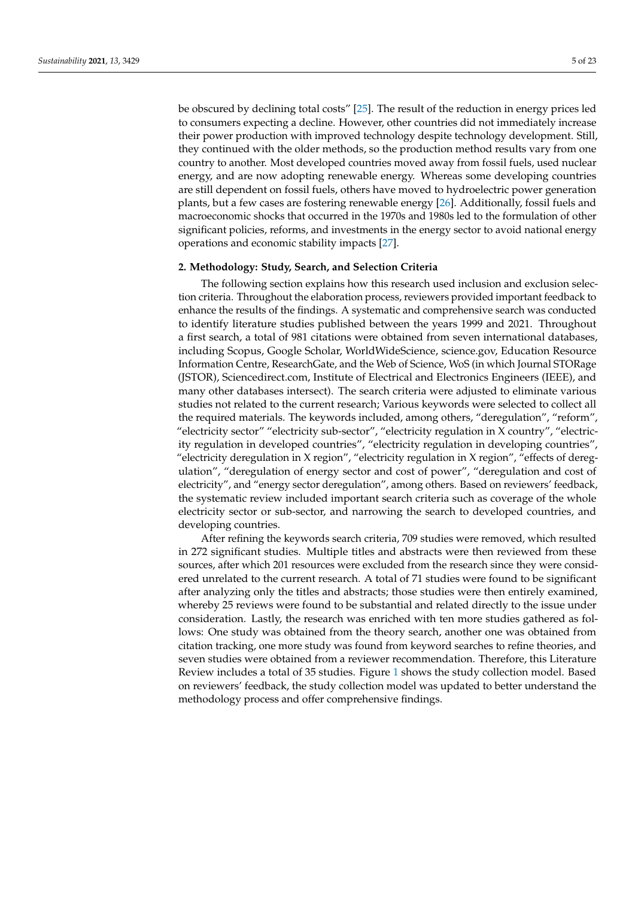be obscured by declining total costs" [25]. The result of the reduction in energy prices led to consumers expecting a decline. However, other countries did not immediately increase their power production with improved technology despite technology development. Still, they continued with the older methods, so the production method results vary from one country to another. Most developed countries moved away from fossil fuels, used nuclear energy, and are now adopting renewable energy. Whereas some developing countries are still dependent on fossil fuels, others have moved to hydroelectric power generation plants, but a few cases are fostering renewable energy [26]. Additionally, fossil fuels and macroeconomic shocks that occurred in the 1970s and 1980s led to the formulation of other significant policies, reforms, and investments in the energy sector to avoid national energy operations and economic stability impacts [27].

## 2. Methodology: Study, Search, and Selection Criteria

The following section explains how this research used inclusion and exclusion selection criteria. Throughout the elaboration process, reviewers provided important feedback to enhance the results of the findings. A systematic and comprehensive search was conducted to identify literature studies published between the years 1999 and 2021. Throughout a first search, a total of 981 citations were obtained from seven international databases, including Scopus, Google Scholar, WorldWideScience, science.gov, Education Resource Information Centre, ResearchGate, and the Web of Science, WoS (in which Journal STORage (JSTOR), Sciencedirect.com, Institute of Electrical and Electronics Engineers (IEEE), and many other databases intersect). The search criteria were adjusted to eliminate various studies not related to the current research; Various keywords were selected to collect all the required materials. The keywords included, among others, "deregulation", "reform", "electricity sector" "electricity sub-sector", "electricity regulation in X country", "electricity regulation in developed countries", "electricity regulation in developing countries", "electricity deregulation in X region", "electricity regulation in X region", "effects of deregulation", "deregulation of energy sector and cost of power", "deregulation and cost of electricity", and "energy sector deregulation", among others. Based on reviewers' feedback, the systematic review included important search criteria such as coverage of the whole electricity sector or sub-sector, and narrowing the search to developed countries, and developing countries.

After refining the keywords search criteria, 709 studies were removed, which resulted in 272 significant studies. Multiple titles and abstracts were then reviewed from these sources, after which 201 resources were excluded from the research since they were considered unrelated to the current research. A total of 71 studies were found to be significant after analyzing only the titles and abstracts; those studies were then entirely examined, whereby 25 reviews were found to be substantial and related directly to the issue under consideration. Lastly, the research was enriched with ten more studies gathered as follows: One study was obtained from the theory search, another one was obtained from citation tracking, one more study was found from keyword searches to refine theories, and seven studies were obtained from a reviewer recommendation. Therefore, this Literature Review includes a total of 35 studies. Figure 1 shows the study collection model. Based on reviewers' feedback, the study collection model was updated to better understand the methodology process and offer comprehensive findings.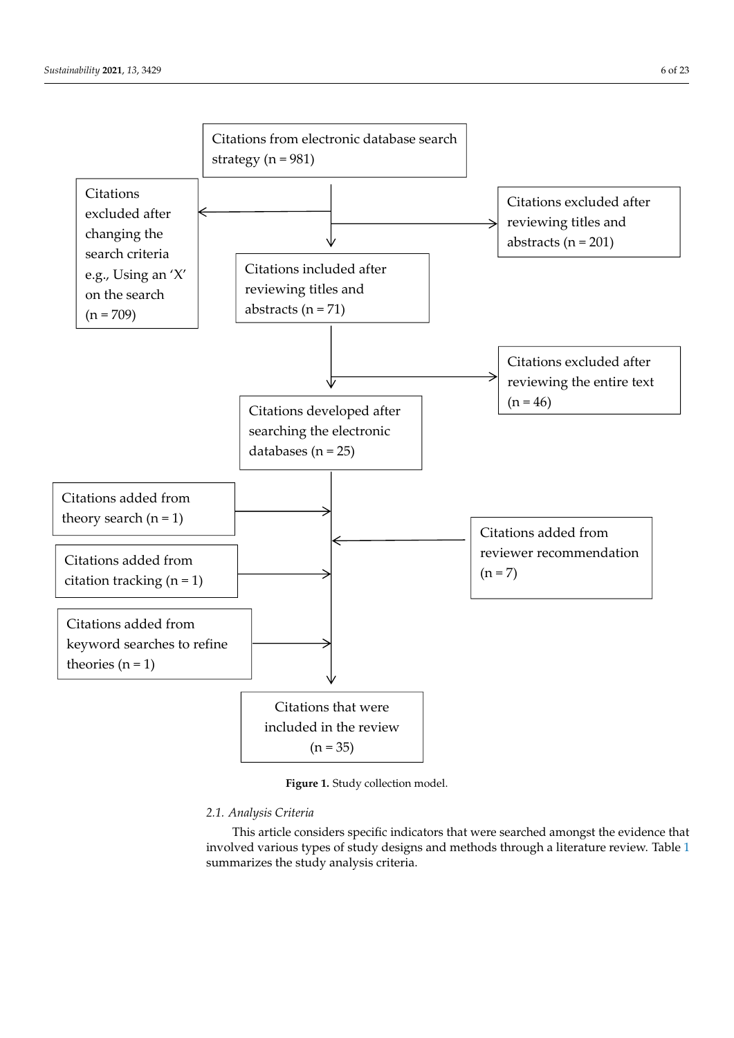Citations from electronic database search strategy (n = 981)

Citations excluded after changing the search criteria e.g., Using an 'X' on the search (n = 709)

Citations excluded after reviewing titles and abstracts (n = 201)

Citations included after reviewing titles and abstracts (n = 71)

Citations excluded after reviewing the entire text (n = 46)

Citations developed after searching the electronic databases (n = 25)

Citations added from theory search (n = 1)

Citations added from reviewer recommendation (n = 7)

Citations added from citation tracking (n = 1)

Citations added from keyword searches to refine theories (n = 1)

Citations that were included in the review (n = 35)

**Figure 1.** Study collection model.

### 2.1. Analysis Criteria

This article considers specific indicators that were searched amongst the evidence that involved various types of study designs and methods through a literature review. Table 1 summarizes the study analysis criteria.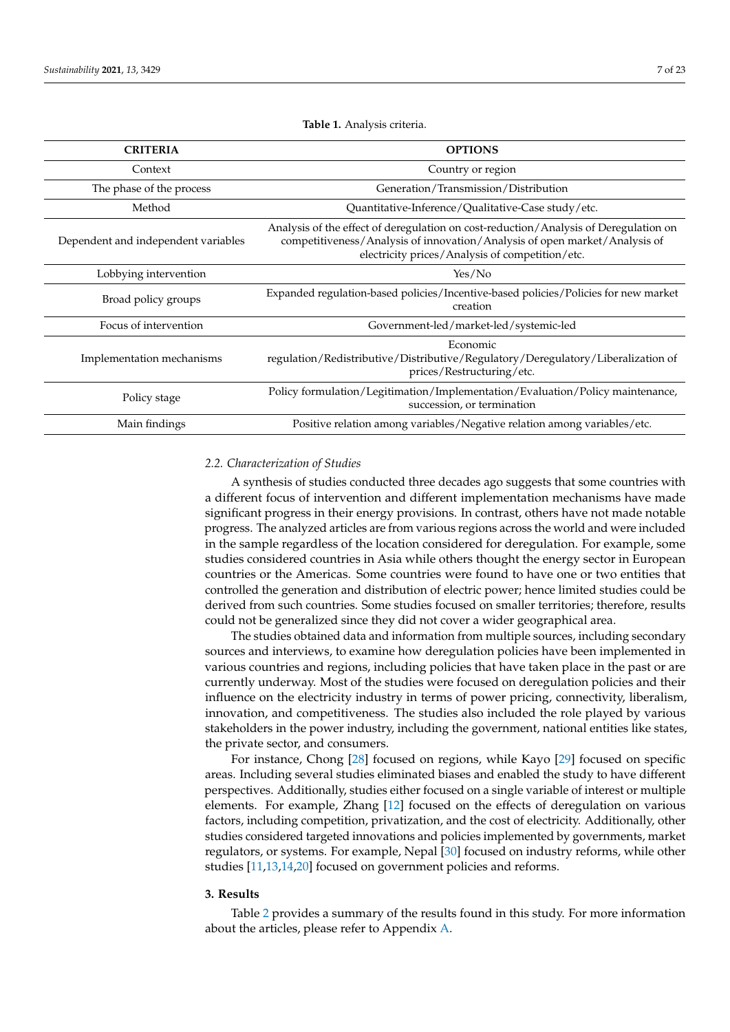**Table 1.** Analysis criteria.

| CRITERIA | OPTIONS |
|---|---|
| Context | Country or region |
| The phase of the process | Generation/Transmission/Distribution |
| Method | Quantitative-Inference/Qualitative-Case study/etc. |
| Dependent and independent variables | Analysis of the effect of deregulation on cost-reduction/Analysis of Deregulation on competitiveness/Analysis of innovation/Analysis of open market/Analysis of electricity prices/Analysis of competition/etc. |
| Lobbying intervention | Yes/No |
| Broad policy groups | Expanded regulation-based policies/Incentive-based policies/Policies for new market creation |
| Focus of intervention | Government-led/market-led/systemic-led |
| Implementation mechanisms | Economic regulation/Redistributive/Distributive/Regulatory/Deregulatory/Liberalization of prices/Restructuring/etc. |
| Policy stage | Policy formulation/Legitimation/Implementation/Evaluation/Policy maintenance, succession, or termination |
| Main findings | Positive relation among variables/Negative relation among variables/etc. |

### *2.2. Characterization of Studies*

A synthesis of studies conducted three decades ago suggests that some countries with a different focus of intervention and different implementation mechanisms have made significant progress in their energy provisions. In contrast, others have not made notable progress. The analyzed articles are from various regions across the world and were included in the sample regardless of the location considered for deregulation. For example, some studies considered countries in Asia while others thought the energy sector in European countries or the Americas. Some countries were found to have one or two entities that controlled the generation and distribution of electric power; hence limited studies could be derived from such countries. Some studies focused on smaller territories; therefore, results could not be generalized since they did not cover a wider geographical area.

The studies obtained data and information from multiple sources, including secondary sources and interviews, to examine how deregulation policies have been implemented in various countries and regions, including policies that have taken place in the past or are currently underway. Most of the studies were focused on deregulation policies and their influence on the electricity industry in terms of power pricing, connectivity, liberalism, innovation, and competitiveness. The studies also included the role played by various stakeholders in the power industry, including the government, national entities like states, the private sector, and consumers.

For instance, Chong [28] focused on regions, while Kayo [29] focused on specific areas. Including several studies eliminated biases and enabled the study to have different perspectives. Additionally, studies either focused on a single variable of interest or multiple elements. For example, Zhang [12] focused on the effects of deregulation on various factors, including competition, privatization, and the cost of electricity. Additionally, other studies considered targeted innovations and policies implemented by governments, market regulators, or systems. For example, Nepal [30] focused on industry reforms, while other studies [11,13,14,20] focused on government policies and reforms.

## 3. Results

Table 2 provides a summary of the results found in this study. For more information about the articles, please refer to Appendix A.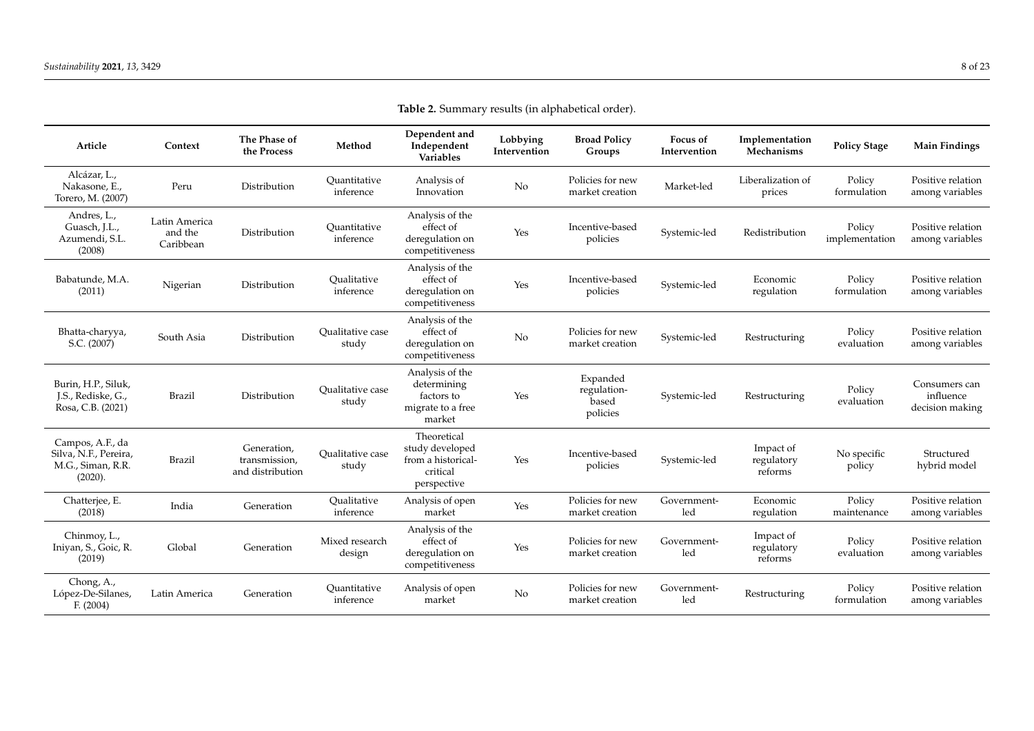**Table 2.** Summary results (in alphabetical order).

| Article | Context | The Phase of the Process | Method | Dependent and Independent Variables | Lobbying Intervention | Broad Policy Groups | Focus of Intervention | Implementation Mechanisms | Policy Stage | Main Findings |
|---|---|---|---|---|---|---|---|---|---|---|
| Alcázar, L., Nakasone, E., Torero, M. (2007) | Peru | Distribution | Quantitative inference | Analysis of Innovation | No | Policies for new market creation | Market-led | Liberalization of prices | Policy formulation | Positive relation among variables |
| Andres, L., Guasch, J.L., Azumendi, S.L. (2008) | Latin America and the Caribbean | Distribution | Quantitative inference | Analysis of the effect of deregulation on competitiveness | Yes | Incentive-based policies | Systemic-led | Redistribution | Policy implementation | Positive relation among variables |
| Babatunde, M.A. (2011) | Nigerian | Distribution | Qualitative inference | Analysis of the effect of deregulation on competitiveness | Yes | Incentive-based policies | Systemic-led | Economic regulation | Policy formulation | Positive relation among variables |
| Bhatta-charyya, S.C. (2007) | South Asia | Distribution | Qualitative case study | Analysis of the effect of deregulation on competitiveness | No | Policies for new market creation | Systemic-led | Restructuring | Policy evaluation | Positive relation among variables |
| Burin, H.P., Siluk, J.S., Rediske, G., Rosa, C.B. (2021) | Brazil | Distribution | Qualitative case study | Analysis of the determining factors to migrate to a free market | Yes | Expanded regulation-based policies | Systemic-led | Restructuring | Policy evaluation | Consumers can influence decision making |
| Campos, A.F., da Silva, N.F., Pereira, M.G., Siman, R.R. (2020). | Brazil | Generation, transmission, and distribution | Qualitative case study | Theoretical study developed from a historical-critical perspective | Yes | Incentive-based policies | Systemic-led | Impact of regulatory reforms | No specific policy | Structured hybrid model |
| Chatterjee, E. (2018) | India | Generation | Qualitative inference | Analysis of open market | Yes | Policies for new market creation | Government-led | Economic regulation | Policy maintenance | Positive relation among variables |
| Chinmoy, L., Iniyan, S., Goic, R. (2019) | Global | Generation | Mixed research design | Analysis of the effect of deregulation on competitiveness | Yes | Policies for new market creation | Government-led | Impact of regulatory reforms | Policy evaluation | Positive relation among variables |
| Chong, A., López-De-Silanes, F. (2004) | Latin America | Generation | Quantitative inference | Analysis of open market | No | Policies for new market creation | Government-led | Restructuring | Policy formulation | Positive relation among variables |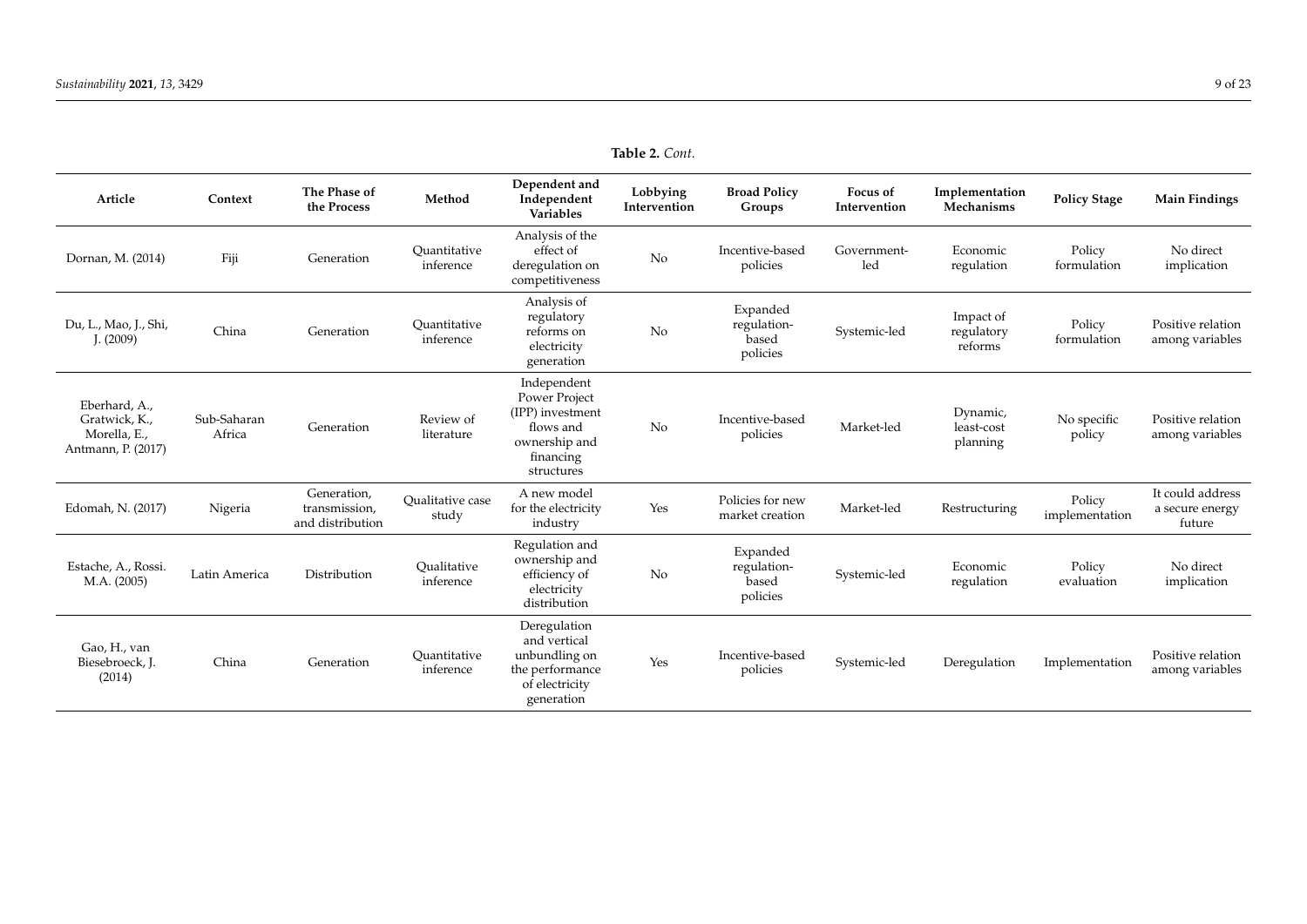**Table 2.** *Cont.*

| Article | Context | The Phase of the Process | Method | Dependent and Independent Variables | Lobbying Intervention | Broad Policy Groups | Focus of Intervention | Implementation Mechanisms | Policy Stage | Main Findings |
|---|---|---|---|---|---|---|---|---|---|---|
| Dornan, M. (2014) | Fiji | Generation | Quantitative inference | Analysis of the effect of deregulation on competitiveness | No | Incentive-based policies | Government-led | Economic regulation | Policy formulation | No direct implication |
| Du, L., Mao, J., Shi, J. (2009) | China | Generation | Quantitative inference | Analysis of regulatory reforms on electricity generation | No | Expanded regulation-based policies | Systemic-led | Impact of regulatory reforms | Policy formulation | Positive relation among variables |
| Eberhard, A., Gratwick, K., Morella, E., Antmann, P. (2017) | Sub-Saharan Africa | Generation | Review of literature | Independent Power Project (IPP) investment flows and ownership and financing structures | No | Incentive-based policies | Market-led | Dynamic, least-cost planning | No specific policy | Positive relation among variables |
| Edomah, N. (2017) | Nigeria | Generation, transmission, and distribution | Qualitative case study | A new model for the electricity industry | Yes | Policies for new market creation | Market-led | Restructuring | Policy implementation | It could address a secure energy future |
| Estache, A., Rossi. M.A. (2005) | Latin America | Distribution | Qualitative inference | Regulation and ownership and efficiency of electricity distribution | No | Expanded regulation-based policies | Systemic-led | Economic regulation | Policy evaluation | No direct implication |
| Gao, H., van Biesebroeck, J. (2014) | China | Generation | Quantitative inference | Deregulation and vertical unbundling on the performance of electricity generation | Yes | Incentive-based policies | Systemic-led | Deregulation | Implementation | Positive relation among variables |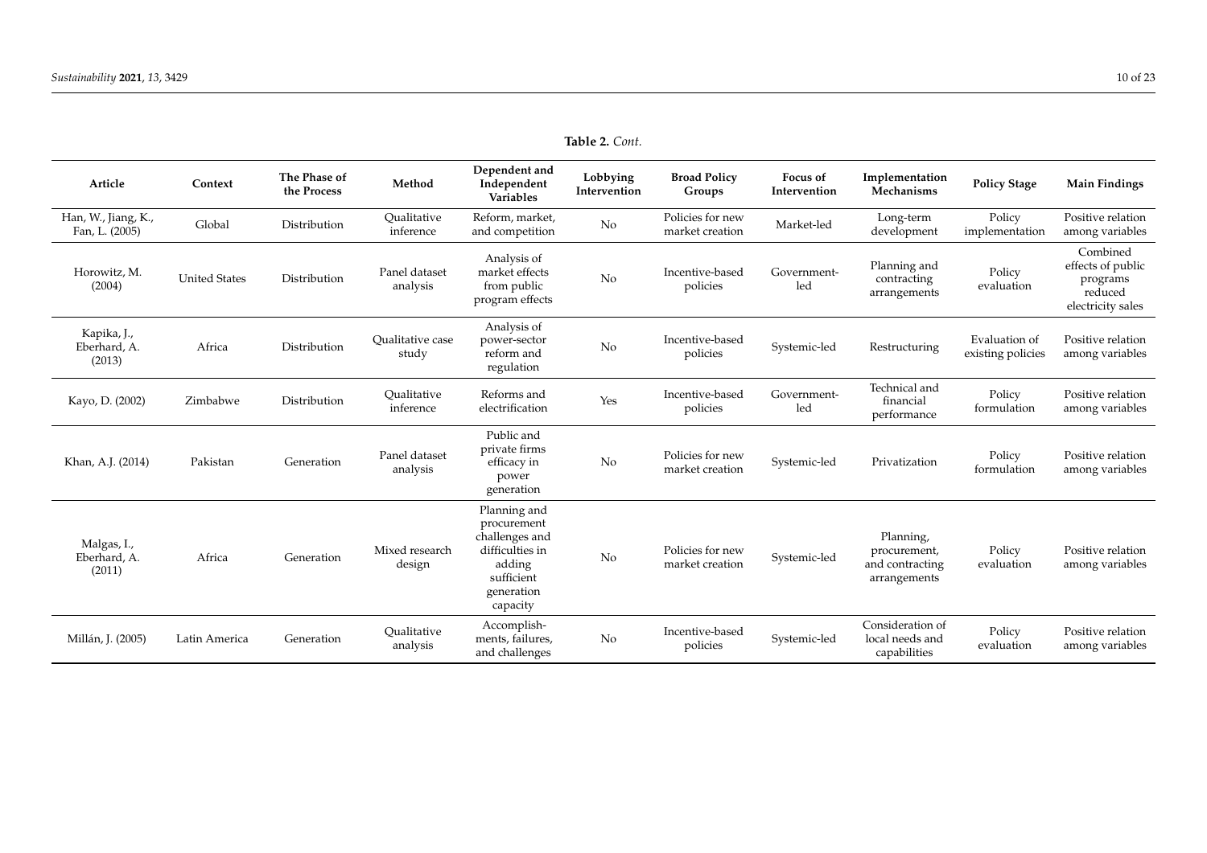**Table 2.** *Cont.*

| Article | Context | The Phase of the Process | Method | Dependent and Independent Variables | Lobbying Intervention | Broad Policy Groups | Focus of Intervention | Implementation Mechanisms | Policy Stage | Main Findings |
|---|---|---|---|---|---|---|---|---|---|---|
| Han, W., Jiang, K., Fan, L. (2005) | Global | Distribution | Qualitative inference | Reform, market, and competition | No | Policies for new market creation | Market-led | Long-term development | Policy implementation | Positive relation among variables |
| Horowitz, M. (2004) | United States | Distribution | Panel dataset analysis | Analysis of market effects from public program effects | No | Incentive-based policies | Government-led | Planning and contracting arrangements | Policy evaluation | Combined effects of public programs reduced electricity sales |
| Kapika, J., Eberhard, A. (2013) | Africa | Distribution | Qualitative case study | Analysis of power-sector reform and regulation | No | Incentive-based policies | Systemic-led | Restructuring | Evaluation of existing policies | Positive relation among variables |
| Kayo, D. (2002) | Zimbabwe | Distribution | Qualitative inference | Reforms and electrification | Yes | Incentive-based policies | Government-led | Technical and financial performance | Policy formulation | Positive relation among variables |
| Khan, A.J. (2014) | Pakistan | Generation | Panel dataset analysis | Public and private firms efficacy in power generation | No | Policies for new market creation | Systemic-led | Privatization | Policy formulation | Positive relation among variables |
| Malgas, I., Eberhard, A. (2011) | Africa | Generation | Mixed research design | Planning and procurement challenges and difficulties in adding sufficient generation capacity | No | Policies for new market creation | Systemic-led | Planning, procurement, and contracting arrangements | Policy evaluation | Positive relation among variables |
| Millán, J. (2005) | Latin America | Generation | Qualitative analysis | Accomplishments, failures, and challenges | No | Incentive-based policies | Systemic-led | Consideration of local needs and capabilities | Policy evaluation | Positive relation among variables |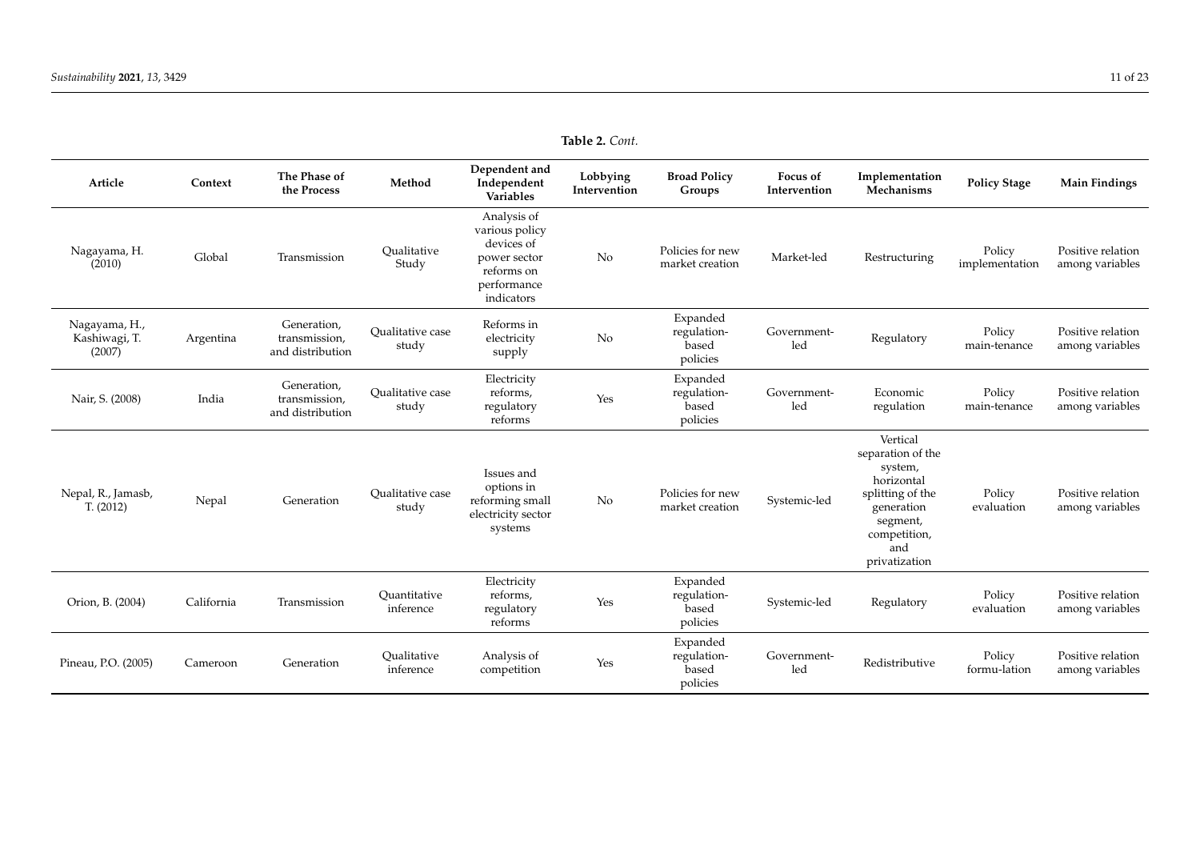**Table 2.** *Cont.*

| Article | Context | The Phase of the Process | Method | Dependent and Independent Variables | Lobbying Intervention | Broad Policy Groups | Focus of Intervention | Implementation Mechanisms | Policy Stage | Main Findings |
|---|---|---|---|---|---|---|---|---|---|---|
| Nagayama, H. (2010) | Global | Transmission | Qualitative Study | Analysis of various policy devices of power sector reforms on performance indicators | No | Policies for new market creation | Market-led | Restructuring | Policy implementation | Positive relation among variables |
| Nagayama, H., Kashiwagi, T. (2007) | Argentina | Generation, transmission, and distribution | Qualitative case study | Reforms in electricity supply | No | Expanded regulation-based policies | Government-led | Regulatory | Policy main-tenance | Positive relation among variables |
| Nair, S. (2008) | India | Generation, transmission, and distribution | Qualitative case study | Electricity reforms, regulatory reforms | Yes | Expanded regulation-based policies | Government-led | Economic regulation | Policy main-tenance | Positive relation among variables |
| Nepal, R., Jamasb, T. (2012) | Nepal | Generation | Qualitative case study | Issues and options in reforming small electricity sector systems | No | Policies for new market creation | Systemic-led | Vertical separation of the system, horizontal splitting of the generation segment, competition, and privatization | Policy evaluation | Positive relation among variables |
| Orion, B. (2004) | California | Transmission | Quantitative inference | Electricity reforms, regulatory reforms | Yes | Expanded regulation-based policies | Systemic-led | Regulatory | Policy evaluation | Positive relation among variables |
| Pineau, P.O. (2005) | Cameroon | Generation | Qualitative inference | Analysis of competition | Yes | Expanded regulation-based policies | Government-led | Redistributive | Policy formu-lation | Positive relation among variables |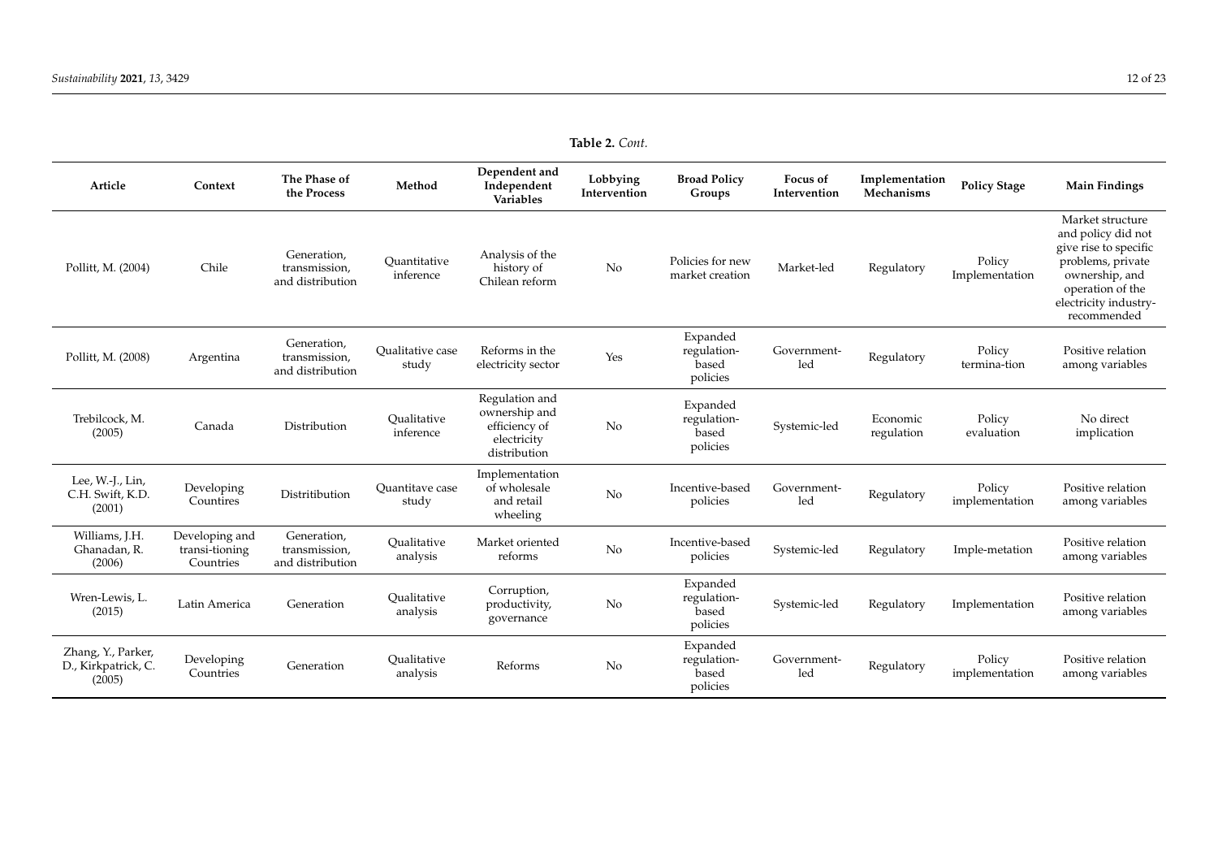**Table 2.** *Cont.*

| Article | Context | The Phase of the Process | Method | Dependent and Independent Variables | Lobbying Intervention | Broad Policy Groups | Focus of Intervention | Implementation Mechanisms | Policy Stage | Main Findings |
|---|---|---|---|---|---|---|---|---|---|---|
| Pollitt, M. (2004) | Chile | Generation, transmission, and distribution | Quantitative inference | Analysis of the history of Chilean reform | No | Policies for new market creation | Market-led | Regulatory | Policy Implementation | Market structure and policy did not give rise to specific problems, private ownership, and operation of the electricity industry-recommended |
| Pollitt, M. (2008) | Argentina | Generation, transmission, and distribution | Qualitative case study | Reforms in the electricity sector | Yes | Expanded regulation-based policies | Government-led | Regulatory | Policy termina-tion | Positive relation among variables |
| Trebilcock, M. (2005) | Canada | Distribution | Qualitative inference | Regulation and ownership and efficiency of electricity distribution | No | Expanded regulation-based policies | Systemic-led | Economic regulation | Policy evaluation | No direct implication |
| Lee, W.-J., Lin, C.H. Swift, K.D. (2001) | Developing Countires | Distritibution | Quantitave case study | Implementation of wholesale and retail wheeling | No | Incentive-based policies | Government-led | Regulatory | Policy implementation | Positive relation among variables |
| Williams, J.H. Ghanadan, R. (2006) | Developing and transi-tioning Countries | Generation, transmission, and distribution | Qualitative analysis | Market oriented reforms | No | Incentive-based policies | Systemic-led | Regulatory | Imple-metation | Positive relation among variables |
| Wren-Lewis, L. (2015) | Latin America | Generation | Qualitative analysis | Corruption, productivity, governance | No | Expanded regulation-based policies | Systemic-led | Regulatory | Implementation | Positive relation among variables |
| Zhang, Y., Parker, D., Kirkpatrick, C. (2005) | Developing Countries | Generation | Qualitative analysis | Reforms | No | Expanded regulation-based policies | Government-led | Regulatory | Policy implementation | Positive relation among variables |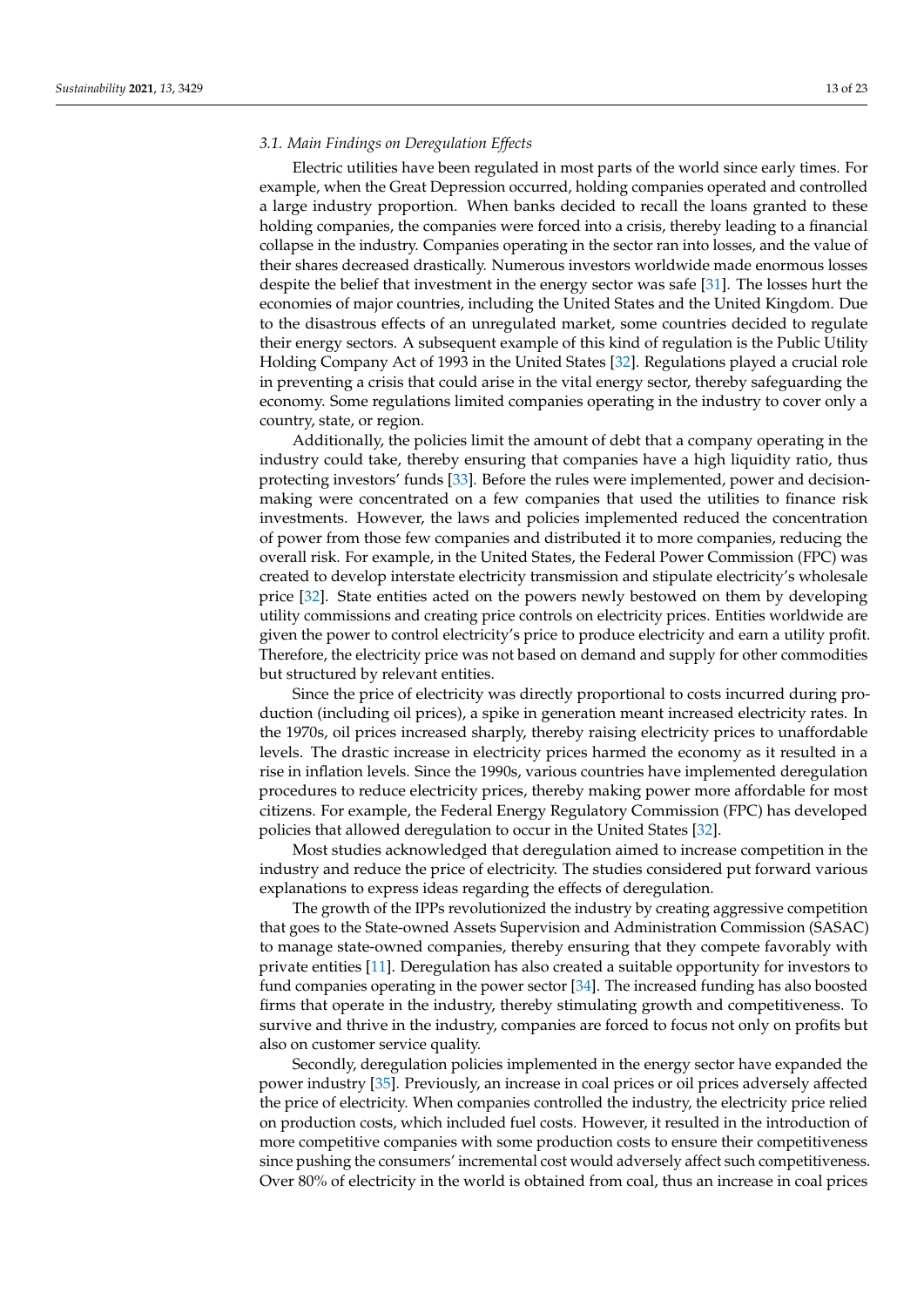### 3.1. Main Findings on Deregulation Effects

Electric utilities have been regulated in most parts of the world since early times. For example, when the Great Depression occurred, holding companies operated and controlled a large industry proportion. When banks decided to recall the loans granted to these holding companies, the companies were forced into a crisis, thereby leading to a financial collapse in the industry. Companies operating in the sector ran into losses, and the value of their shares decreased drastically. Numerous investors worldwide made enormous losses despite the belief that investment in the energy sector was safe [31]. The losses hurt the economies of major countries, including the United States and the United Kingdom. Due to the disastrous effects of an unregulated market, some countries decided to regulate their energy sectors. A subsequent example of this kind of regulation is the Public Utility Holding Company Act of 1993 in the United States [32]. Regulations played a crucial role in preventing a crisis that could arise in the vital energy sector, thereby safeguarding the economy. Some regulations limited companies operating in the industry to cover only a country, state, or region.

Additionally, the policies limit the amount of debt that a company operating in the industry could take, thereby ensuring that companies have a high liquidity ratio, thus protecting investors' funds [33]. Before the rules were implemented, power and decision-making were concentrated on a few companies that used the utilities to finance risk investments. However, the laws and policies implemented reduced the concentration of power from those few companies and distributed it to more companies, reducing the overall risk. For example, in the United States, the Federal Power Commission (FPC) was created to develop interstate electricity transmission and stipulate electricity's wholesale price [32]. State entities acted on the powers newly bestowed on them by developing utility commissions and creating price controls on electricity prices. Entities worldwide are given the power to control electricity's price to produce electricity and earn a utility profit. Therefore, the electricity price was not based on demand and supply for other commodities but structured by relevant entities.

Since the price of electricity was directly proportional to costs incurred during production (including oil prices), a spike in generation meant increased electricity rates. In the 1970s, oil prices increased sharply, thereby raising electricity prices to unaffordable levels. The drastic increase in electricity prices harmed the economy as it resulted in a rise in inflation levels. Since the 1990s, various countries have implemented deregulation procedures to reduce electricity prices, thereby making power more affordable for most citizens. For example, the Federal Energy Regulatory Commission (FPC) has developed policies that allowed deregulation to occur in the United States [32].

Most studies acknowledged that deregulation aimed to increase competition in the industry and reduce the price of electricity. The studies considered put forward various explanations to express ideas regarding the effects of deregulation.

The growth of the IPPs revolutionized the industry by creating aggressive competition that goes to the State-owned Assets Supervision and Administration Commission (SASAC) to manage state-owned companies, thereby ensuring that they compete favorably with private entities [11]. Deregulation has also created a suitable opportunity for investors to fund companies operating in the power sector [34]. The increased funding has also boosted firms that operate in the industry, thereby stimulating growth and competitiveness. To survive and thrive in the industry, companies are forced to focus not only on profits but also on customer service quality.

Secondly, deregulation policies implemented in the energy sector have expanded the power industry [35]. Previously, an increase in coal prices or oil prices adversely affected the price of electricity. When companies controlled the industry, the electricity price relied on production costs, which included fuel costs. However, it resulted in the introduction of more competitive companies with some production costs to ensure their competitiveness since pushing the consumers' incremental cost would adversely affect such competitiveness. Over 80% of electricity in the world is obtained from coal, thus an increase in coal prices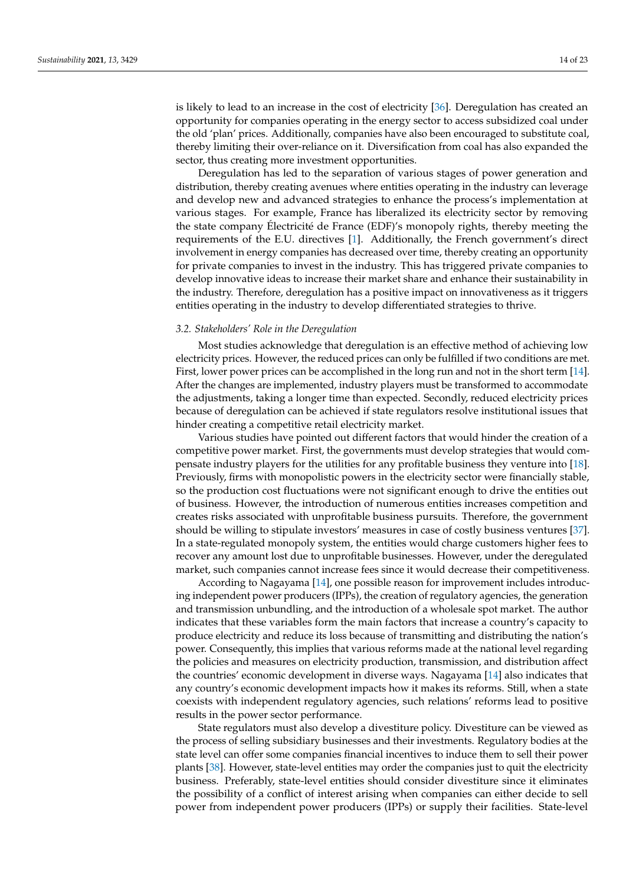is likely to lead to an increase in the cost of electricity [36]. Deregulation has created an opportunity for companies operating in the energy sector to access subsidized coal under the old 'plan' prices. Additionally, companies have also been encouraged to substitute coal, thereby limiting their over-reliance on it. Diversification from coal has also expanded the sector, thus creating more investment opportunities.

Deregulation has led to the separation of various stages of power generation and distribution, thereby creating avenues where entities operating in the industry can leverage and develop new and advanced strategies to enhance the process's implementation at various stages. For example, France has liberalized its electricity sector by removing the state company Électricité de France (EDF)'s monopoly rights, thereby meeting the requirements of the E.U. directives [1]. Additionally, the French government's direct involvement in energy companies has decreased over time, thereby creating an opportunity for private companies to invest in the industry. This has triggered private companies to develop innovative ideas to increase their market share and enhance their sustainability in the industry. Therefore, deregulation has a positive impact on innovativeness as it triggers entities operating in the industry to develop differentiated strategies to thrive.

### *3.2. Stakeholders' Role in the Deregulation*

Most studies acknowledge that deregulation is an effective method of achieving low electricity prices. However, the reduced prices can only be fulfilled if two conditions are met. First, lower power prices can be accomplished in the long run and not in the short term [14]. After the changes are implemented, industry players must be transformed to accommodate the adjustments, taking a longer time than expected. Secondly, reduced electricity prices because of deregulation can be achieved if state regulators resolve institutional issues that hinder creating a competitive retail electricity market.

Various studies have pointed out different factors that would hinder the creation of a competitive power market. First, the governments must develop strategies that would compensate industry players for the utilities for any profitable business they venture into [18]. Previously, firms with monopolistic powers in the electricity sector were financially stable, so the production cost fluctuations were not significant enough to drive the entities out of business. However, the introduction of numerous entities increases competition and creates risks associated with unprofitable business pursuits. Therefore, the government should be willing to stipulate investors' measures in case of costly business ventures [37]. In a state-regulated monopoly system, the entities would charge customers higher fees to recover any amount lost due to unprofitable businesses. However, under the deregulated market, such companies cannot increase fees since it would decrease their competitiveness.

According to Nagayama [14], one possible reason for improvement includes introducing independent power producers (IPPs), the creation of regulatory agencies, the generation and transmission unbundling, and the introduction of a wholesale spot market. The author indicates that these variables form the main factors that increase a country's capacity to produce electricity and reduce its loss because of transmitting and distributing the nation's power. Consequently, this implies that various reforms made at the national level regarding the policies and measures on electricity production, transmission, and distribution affect the countries' economic development in diverse ways. Nagayama [14] also indicates that any country's economic development impacts how it makes its reforms. Still, when a state coexists with independent regulatory agencies, such relations' reforms lead to positive results in the power sector performance.

State regulators must also develop a divestiture policy. Divestiture can be viewed as the process of selling subsidiary businesses and their investments. Regulatory bodies at the state level can offer some companies financial incentives to induce them to sell their power plants [38]. However, state-level entities may order the companies just to quit the electricity business. Preferably, state-level entities should consider divestiture since it eliminates the possibility of a conflict of interest arising when companies can either decide to sell power from independent power producers (IPPs) or supply their facilities. State-level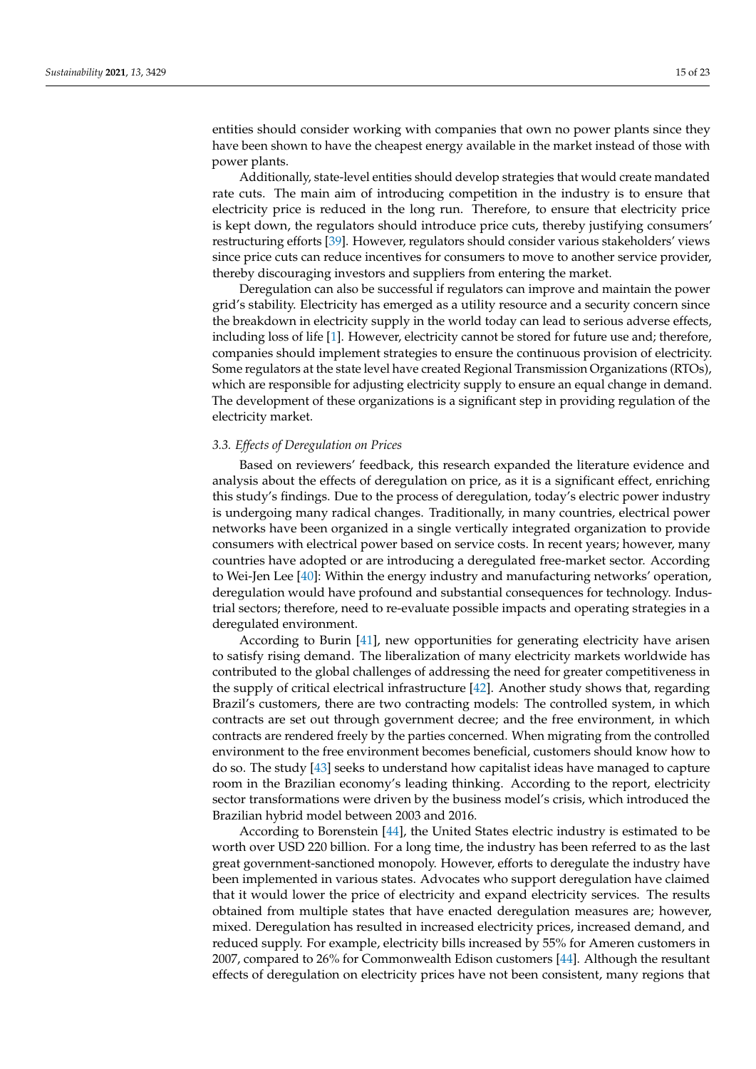entities should consider working with companies that own no power plants since they have been shown to have the cheapest energy available in the market instead of those with power plants.

Additionally, state-level entities should develop strategies that would create mandated rate cuts. The main aim of introducing competition in the industry is to ensure that electricity price is reduced in the long run. Therefore, to ensure that electricity price is kept down, the regulators should introduce price cuts, thereby justifying consumers' restructuring efforts [39]. However, regulators should consider various stakeholders' views since price cuts can reduce incentives for consumers to move to another service provider, thereby discouraging investors and suppliers from entering the market.

Deregulation can also be successful if regulators can improve and maintain the power grid's stability. Electricity has emerged as a utility resource and a security concern since the breakdown in electricity supply in the world today can lead to serious adverse effects, including loss of life [1]. However, electricity cannot be stored for future use and; therefore, companies should implement strategies to ensure the continuous provision of electricity. Some regulators at the state level have created Regional Transmission Organizations (RTOs), which are responsible for adjusting electricity supply to ensure an equal change in demand. The development of these organizations is a significant step in providing regulation of the electricity market.

### *3.3. Effects of Deregulation on Prices*

Based on reviewers' feedback, this research expanded the literature evidence and analysis about the effects of deregulation on price, as it is a significant effect, enriching this study's findings. Due to the process of deregulation, today's electric power industry is undergoing many radical changes. Traditionally, in many countries, electrical power networks have been organized in a single vertically integrated organization to provide consumers with electrical power based on service costs. In recent years; however, many countries have adopted or are introducing a deregulated free-market sector. According to Wei-Jen Lee [40]: Within the energy industry and manufacturing networks' operation, deregulation would have profound and substantial consequences for technology. Industrial sectors; therefore, need to re-evaluate possible impacts and operating strategies in a deregulated environment.

According to Burin [41], new opportunities for generating electricity have arisen to satisfy rising demand. The liberalization of many electricity markets worldwide has contributed to the global challenges of addressing the need for greater competitiveness in the supply of critical electrical infrastructure [42]. Another study shows that, regarding Brazil's customers, there are two contracting models: The controlled system, in which contracts are set out through government decree; and the free environment, in which contracts are rendered freely by the parties concerned. When migrating from the controlled environment to the free environment becomes beneficial, customers should know how to do so. The study [43] seeks to understand how capitalist ideas have managed to capture room in the Brazilian economy's leading thinking. According to the report, electricity sector transformations were driven by the business model's crisis, which introduced the Brazilian hybrid model between 2003 and 2016.

According to Borenstein [44], the United States electric industry is estimated to be worth over USD 220 billion. For a long time, the industry has been referred to as the last great government-sanctioned monopoly. However, efforts to deregulate the industry have been implemented in various states. Advocates who support deregulation have claimed that it would lower the price of electricity and expand electricity services. The results obtained from multiple states that have enacted deregulation measures are; however, mixed. Deregulation has resulted in increased electricity prices, increased demand, and reduced supply. For example, electricity bills increased by 55% for Ameren customers in 2007, compared to 26% for Commonwealth Edison customers [44]. Although the resultant effects of deregulation on electricity prices have not been consistent, many regions that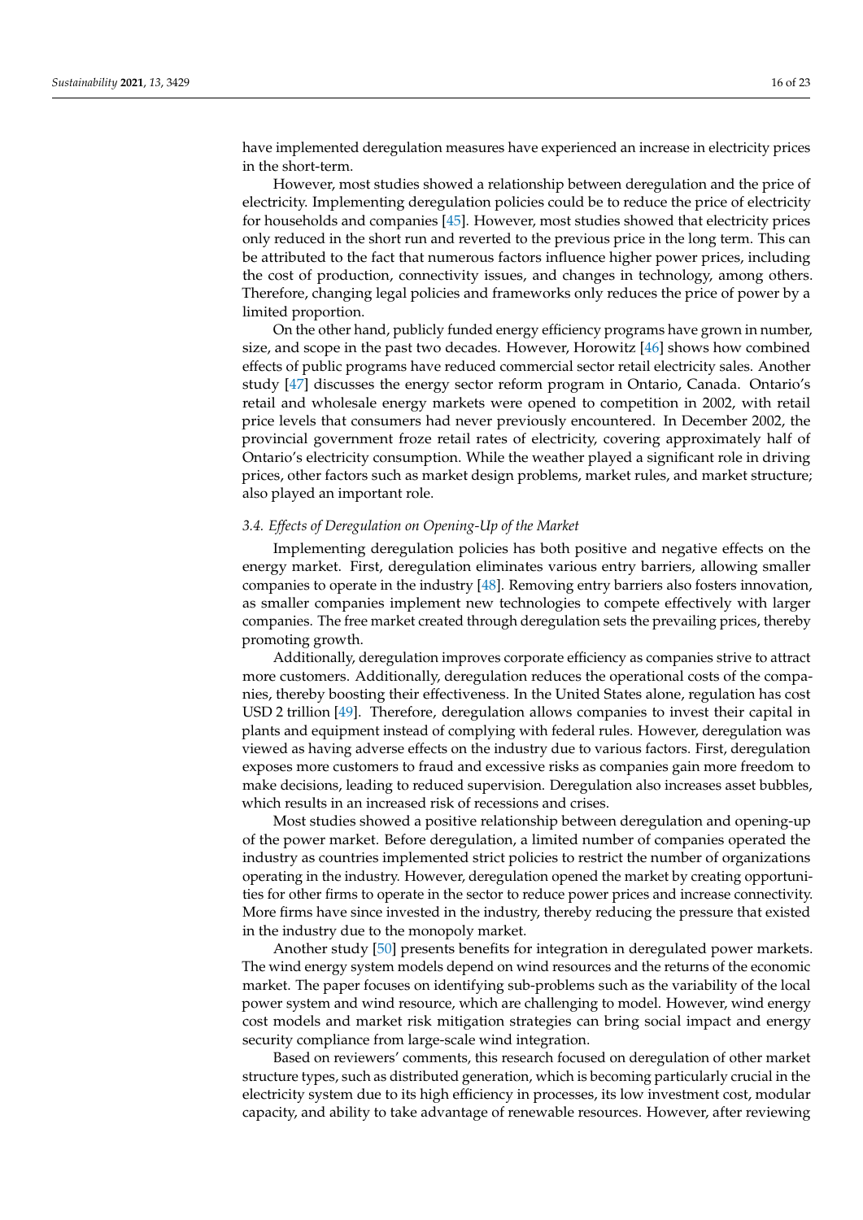have implemented deregulation measures have experienced an increase in electricity prices in the short-term.

However, most studies showed a relationship between deregulation and the price of electricity. Implementing deregulation policies could be to reduce the price of electricity for households and companies [45]. However, most studies showed that electricity prices only reduced in the short run and reverted to the previous price in the long term. This can be attributed to the fact that numerous factors influence higher power prices, including the cost of production, connectivity issues, and changes in technology, among others. Therefore, changing legal policies and frameworks only reduces the price of power by a limited proportion.

On the other hand, publicly funded energy efficiency programs have grown in number, size, and scope in the past two decades. However, Horowitz [46] shows how combined effects of public programs have reduced commercial sector retail electricity sales. Another study [47] discusses the energy sector reform program in Ontario, Canada. Ontario's retail and wholesale energy markets were opened to competition in 2002, with retail price levels that consumers had never previously encountered. In December 2002, the provincial government froze retail rates of electricity, covering approximately half of Ontario's electricity consumption. While the weather played a significant role in driving prices, other factors such as market design problems, market rules, and market structure; also played an important role.

### *3.4. Effects of Deregulation on Opening-Up of the Market*

Implementing deregulation policies has both positive and negative effects on the energy market. First, deregulation eliminates various entry barriers, allowing smaller companies to operate in the industry [48]. Removing entry barriers also fosters innovation, as smaller companies implement new technologies to compete effectively with larger companies. The free market created through deregulation sets the prevailing prices, thereby promoting growth.

Additionally, deregulation improves corporate efficiency as companies strive to attract more customers. Additionally, deregulation reduces the operational costs of the companies, thereby boosting their effectiveness. In the United States alone, regulation has cost USD 2 trillion [49]. Therefore, deregulation allows companies to invest their capital in plants and equipment instead of complying with federal rules. However, deregulation was viewed as having adverse effects on the industry due to various factors. First, deregulation exposes more customers to fraud and excessive risks as companies gain more freedom to make decisions, leading to reduced supervision. Deregulation also increases asset bubbles, which results in an increased risk of recessions and crises.

Most studies showed a positive relationship between deregulation and opening-up of the power market. Before deregulation, a limited number of companies operated the industry as countries implemented strict policies to restrict the number of organizations operating in the industry. However, deregulation opened the market by creating opportunities for other firms to operate in the sector to reduce power prices and increase connectivity. More firms have since invested in the industry, thereby reducing the pressure that existed in the industry due to the monopoly market.

Another study [50] presents benefits for integration in deregulated power markets. The wind energy system models depend on wind resources and the returns of the economic market. The paper focuses on identifying sub-problems such as the variability of the local power system and wind resource, which are challenging to model. However, wind energy cost models and market risk mitigation strategies can bring social impact and energy security compliance from large-scale wind integration.

Based on reviewers' comments, this research focused on deregulation of other market structure types, such as distributed generation, which is becoming particularly crucial in the electricity system due to its high efficiency in processes, its low investment cost, modular capacity, and ability to take advantage of renewable resources. However, after reviewing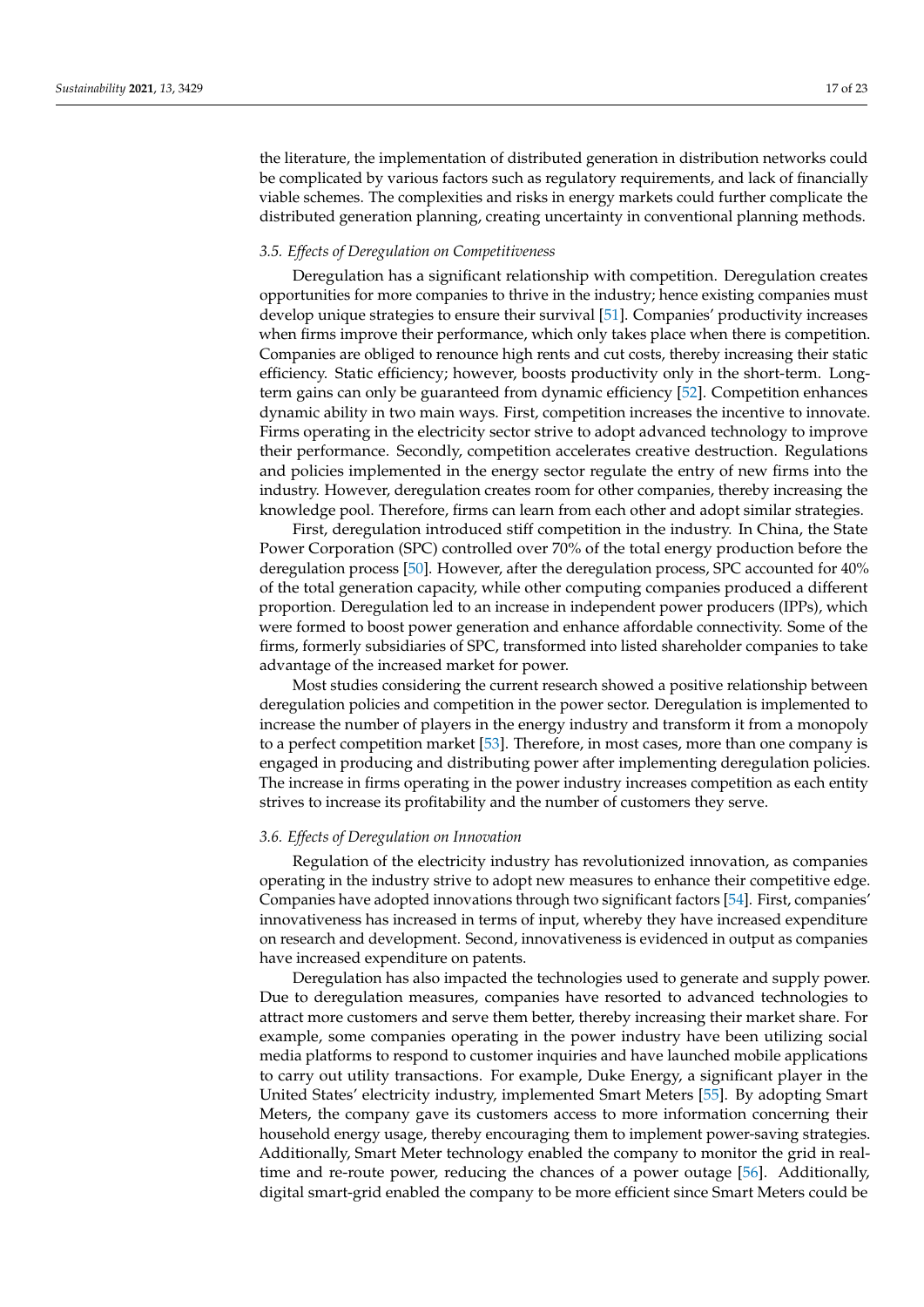the literature, the implementation of distributed generation in distribution networks could be complicated by various factors such as regulatory requirements, and lack of financially viable schemes. The complexities and risks in energy markets could further complicate the distributed generation planning, creating uncertainty in conventional planning methods.

### *3.5. Effects of Deregulation on Competitiveness*

Deregulation has a significant relationship with competition. Deregulation creates opportunities for more companies to thrive in the industry; hence existing companies must develop unique strategies to ensure their survival [51]. Companies' productivity increases when firms improve their performance, which only takes place when there is competition. Companies are obliged to renounce high rents and cut costs, thereby increasing their static efficiency. Static efficiency; however, boosts productivity only in the short-term. Long-term gains can only be guaranteed from dynamic efficiency [52]. Competition enhances dynamic ability in two main ways. First, competition increases the incentive to innovate. Firms operating in the electricity sector strive to adopt advanced technology to improve their performance. Secondly, competition accelerates creative destruction. Regulations and policies implemented in the energy sector regulate the entry of new firms into the industry. However, deregulation creates room for other companies, thereby increasing the knowledge pool. Therefore, firms can learn from each other and adopt similar strategies.

First, deregulation introduced stiff competition in the industry. In China, the State Power Corporation (SPC) controlled over 70% of the total energy production before the deregulation process [50]. However, after the deregulation process, SPC accounted for 40% of the total generation capacity, while other computing companies produced a different proportion. Deregulation led to an increase in independent power producers (IPPs), which were formed to boost power generation and enhance affordable connectivity. Some of the firms, formerly subsidiaries of SPC, transformed into listed shareholder companies to take advantage of the increased market for power.

Most studies considering the current research showed a positive relationship between deregulation policies and competition in the power sector. Deregulation is implemented to increase the number of players in the energy industry and transform it from a monopoly to a perfect competition market [53]. Therefore, in most cases, more than one company is engaged in producing and distributing power after implementing deregulation policies. The increase in firms operating in the power industry increases competition as each entity strives to increase its profitability and the number of customers they serve.

### *3.6. Effects of Deregulation on Innovation*

Regulation of the electricity industry has revolutionized innovation, as companies operating in the industry strive to adopt new measures to enhance their competitive edge. Companies have adopted innovations through two significant factors [54]. First, companies' innovativeness has increased in terms of input, whereby they have increased expenditure on research and development. Second, innovativeness is evidenced in output as companies have increased expenditure on patents.

Deregulation has also impacted the technologies used to generate and supply power. Due to deregulation measures, companies have resorted to advanced technologies to attract more customers and serve them better, thereby increasing their market share. For example, some companies operating in the power industry have been utilizing social media platforms to respond to customer inquiries and have launched mobile applications to carry out utility transactions. For example, Duke Energy, a significant player in the United States' electricity industry, implemented Smart Meters [55]. By adopting Smart Meters, the company gave its customers access to more information concerning their household energy usage, thereby encouraging them to implement power-saving strategies. Additionally, Smart Meter technology enabled the company to monitor the grid in real-time and re-route power, reducing the chances of a power outage [56]. Additionally, digital smart-grid enabled the company to be more efficient since Smart Meters could be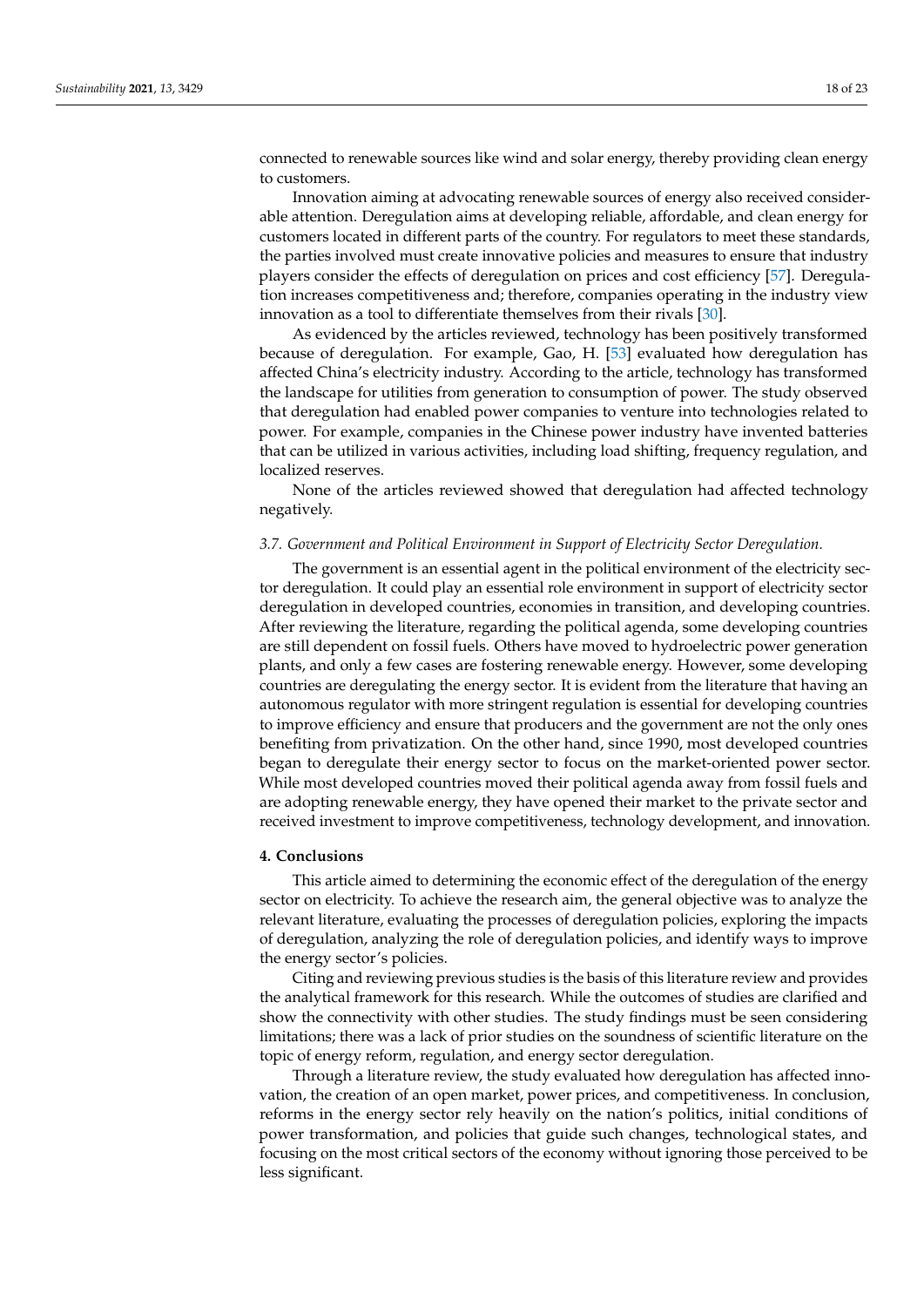connected to renewable sources like wind and solar energy, thereby providing clean energy to customers.

Innovation aiming at advocating renewable sources of energy also received considerable attention. Deregulation aims at developing reliable, affordable, and clean energy for customers located in different parts of the country. For regulators to meet these standards, the parties involved must create innovative policies and measures to ensure that industry players consider the effects of deregulation on prices and cost efficiency [57]. Deregulation increases competitiveness and; therefore, companies operating in the industry view innovation as a tool to differentiate themselves from their rivals [30].

As evidenced by the articles reviewed, technology has been positively transformed because of deregulation. For example, Gao, H. [53] evaluated how deregulation has affected China's electricity industry. According to the article, technology has transformed the landscape for utilities from generation to consumption of power. The study observed that deregulation had enabled power companies to venture into technologies related to power. For example, companies in the Chinese power industry have invented batteries that can be utilized in various activities, including load shifting, frequency regulation, and localized reserves.

None of the articles reviewed showed that deregulation had affected technology negatively.

### *3.7. Government and Political Environment in Support of Electricity Sector Deregulation.*

The government is an essential agent in the political environment of the electricity sector deregulation. It could play an essential role environment in support of electricity sector deregulation in developed countries, economies in transition, and developing countries. After reviewing the literature, regarding the political agenda, some developing countries are still dependent on fossil fuels. Others have moved to hydroelectric power generation plants, and only a few cases are fostering renewable energy. However, some developing countries are deregulating the energy sector. It is evident from the literature that having an autonomous regulator with more stringent regulation is essential for developing countries to improve efficiency and ensure that producers and the government are not the only ones benefiting from privatization. On the other hand, since 1990, most developed countries began to deregulate their energy sector to focus on the market-oriented power sector. While most developed countries moved their political agenda away from fossil fuels and are adopting renewable energy, they have opened their market to the private sector and received investment to improve competitiveness, technology development, and innovation.

## **4. Conclusions**

This article aimed to determining the economic effect of the deregulation of the energy sector on electricity. To achieve the research aim, the general objective was to analyze the relevant literature, evaluating the processes of deregulation policies, exploring the impacts of deregulation, analyzing the role of deregulation policies, and identify ways to improve the energy sector's policies.

Citing and reviewing previous studies is the basis of this literature review and provides the analytical framework for this research. While the outcomes of studies are clarified and show the connectivity with other studies. The study findings must be seen considering limitations; there was a lack of prior studies on the soundness of scientific literature on the topic of energy reform, regulation, and energy sector deregulation.

Through a literature review, the study evaluated how deregulation has affected innovation, the creation of an open market, power prices, and competitiveness. In conclusion, reforms in the energy sector rely heavily on the nation's politics, initial conditions of power transformation, and policies that guide such changes, technological states, and focusing on the most critical sectors of the economy without ignoring those perceived to be less significant.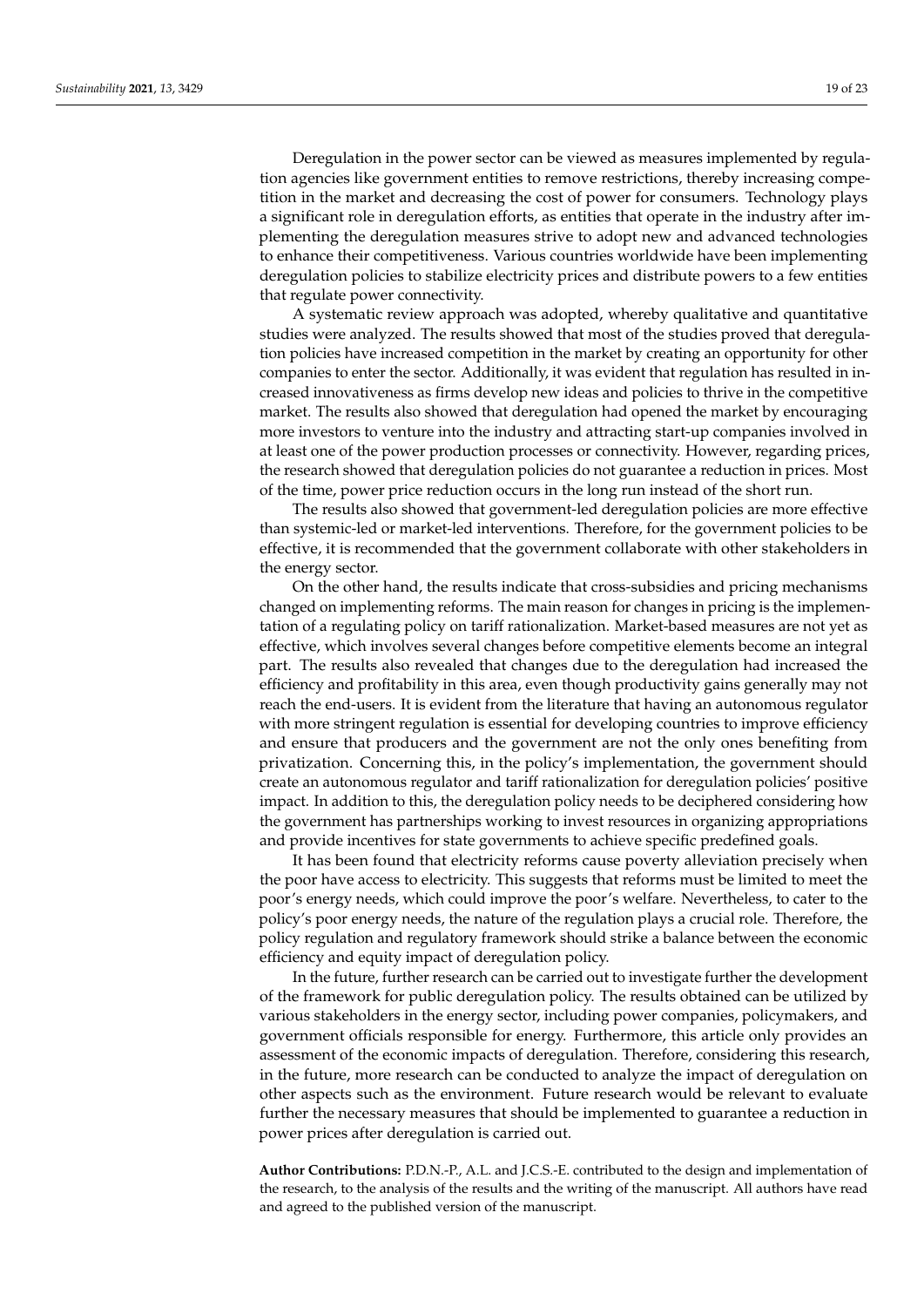Deregulation in the power sector can be viewed as measures implemented by regulation agencies like government entities to remove restrictions, thereby increasing competition in the market and decreasing the cost of power for consumers. Technology plays a significant role in deregulation efforts, as entities that operate in the industry after implementing the deregulation measures strive to adopt new and advanced technologies to enhance their competitiveness. Various countries worldwide have been implementing deregulation policies to stabilize electricity prices and distribute powers to a few entities that regulate power connectivity.

A systematic review approach was adopted, whereby qualitative and quantitative studies were analyzed. The results showed that most of the studies proved that deregulation policies have increased competition in the market by creating an opportunity for other companies to enter the sector. Additionally, it was evident that regulation has resulted in increased innovativeness as firms develop new ideas and policies to thrive in the competitive market. The results also showed that deregulation had opened the market by encouraging more investors to venture into the industry and attracting start-up companies involved in at least one of the power production processes or connectivity. However, regarding prices, the research showed that deregulation policies do not guarantee a reduction in prices. Most of the time, power price reduction occurs in the long run instead of the short run.

The results also showed that government-led deregulation policies are more effective than systemic-led or market-led interventions. Therefore, for the government policies to be effective, it is recommended that the government collaborate with other stakeholders in the energy sector.

On the other hand, the results indicate that cross-subsidies and pricing mechanisms changed on implementing reforms. The main reason for changes in pricing is the implementation of a regulating policy on tariff rationalization. Market-based measures are not yet as effective, which involves several changes before competitive elements become an integral part. The results also revealed that changes due to the deregulation had increased the efficiency and profitability in this area, even though productivity gains generally may not reach the end-users. It is evident from the literature that having an autonomous regulator with more stringent regulation is essential for developing countries to improve efficiency and ensure that producers and the government are not the only ones benefiting from privatization. Concerning this, in the policy's implementation, the government should create an autonomous regulator and tariff rationalization for deregulation policies' positive impact. In addition to this, the deregulation policy needs to be deciphered considering how the government has partnerships working to invest resources in organizing appropriations and provide incentives for state governments to achieve specific predefined goals.

It has been found that electricity reforms cause poverty alleviation precisely when the poor have access to electricity. This suggests that reforms must be limited to meet the poor's energy needs, which could improve the poor's welfare. Nevertheless, to cater to the policy's poor energy needs, the nature of the regulation plays a crucial role. Therefore, the policy regulation and regulatory framework should strike a balance between the economic efficiency and equity impact of deregulation policy.

In the future, further research can be carried out to investigate further the development of the framework for public deregulation policy. The results obtained can be utilized by various stakeholders in the energy sector, including power companies, policymakers, and government officials responsible for energy. Furthermore, this article only provides an assessment of the economic impacts of deregulation. Therefore, considering this research, in the future, more research can be conducted to analyze the impact of deregulation on other aspects such as the environment. Future research would be relevant to evaluate further the necessary measures that should be implemented to guarantee a reduction in power prices after deregulation is carried out.

**Author Contributions:** P.D.N.-P., A.L. and J.C.S.-E. contributed to the design and implementation of the research, to the analysis of the results and the writing of the manuscript. All authors have read and agreed to the published version of the manuscript.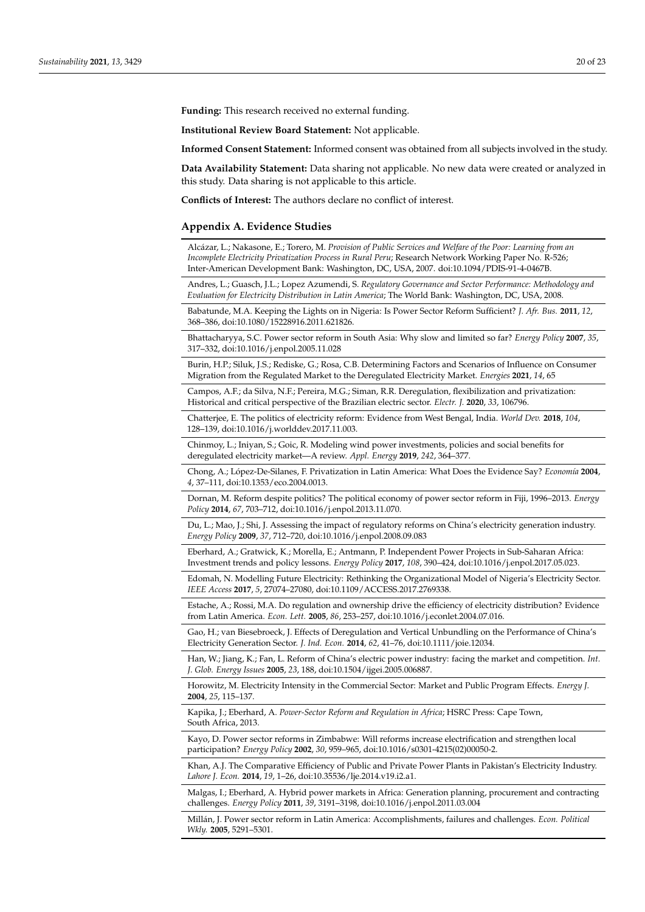**Funding:** This research received no external funding.

**Institutional Review Board Statement:** Not applicable.

**Informed Consent Statement:** Informed consent was obtained from all subjects involved in the study.

**Data Availability Statement:** Data sharing not applicable. No new data were created or analyzed in this study. Data sharing is not applicable to this article.

**Conflicts of Interest:** The authors declare no conflict of interest.

## Appendix A. Evidence Studies

| |
|---|
| Alcázar, L.; Nakasone, E.; Torero, M. *Provision of Public Services and Welfare of the Poor: Learning from an Incomplete Electricity Privatization Process in Rural Peru*; Research Network Working Paper No. R-526; Inter-American Development Bank: Washington, DC, USA, 2007. doi:10.1094/PDIS-91-4-0467B. |
| Andres, L.; Guasch, J.L.; Lopez Azumendi, S. *Regulatory Governance and Sector Performance: Methodology and Evaluation for Electricity Distribution in Latin America*; The World Bank: Washington, DC, USA, 2008. |
| Babatunde, M.A. Keeping the Lights on in Nigeria: Is Power Sector Reform Sufficient? *J. Afr. Bus.* **2011**, *12*, 368–386, doi:10.1080/15228916.2011.621826. |
| Bhattacharyya, S.C. Power sector reform in South Asia: Why slow and limited so far? *Energy Policy* **2007**, *35*, 317–332, doi:10.1016/j.enpol.2005.11.028 |
| Burin, H.P.; Siluk, J.S.; Rediske, G.; Rosa, C.B. Determining Factors and Scenarios of Influence on Consumer Migration from the Regulated Market to the Deregulated Electricity Market. *Energies* **2021**, *14*, 65 |
| Campos, A.F.; da Silva, N.F.; Pereira, M.G.; Siman, R.R. Deregulation, flexibilization and privatization: Historical and critical perspective of the Brazilian electric sector. *Electr. J.* **2020**, *33*, 106796. |
| Chatterjee, E. The politics of electricity reform: Evidence from West Bengal, India. *World Dev.* **2018**, *104*, 128–139, doi:10.1016/j.worlddev.2017.11.003. |
| Chinmoy, L.; Iniyan, S.; Goic, R. Modeling wind power investments, policies and social benefits for deregulated electricity market—A review. *Appl. Energy* **2019**, *242*, 364–377. |
| Chong, A.; López-De-Silanes, F. Privatization in Latin America: What Does the Evidence Say? *Economía* **2004**, *4*, 37–111, doi:10.1353/eco.2004.0013. |
| Dornan, M. Reform despite politics? The political economy of power sector reform in Fiji, 1996–2013. *Energy Policy* **2014**, *67*, 703–712, doi:10.1016/j.enpol.2013.11.070. |
| Du, L.; Mao, J.; Shi, J. Assessing the impact of regulatory reforms on China's electricity generation industry. *Energy Policy* **2009**, *37*, 712–720, doi:10.1016/j.enpol.2008.09.083 |
| Eberhard, A.; Gratwick, K.; Morella, E.; Antmann, P. Independent Power Projects in Sub-Saharan Africa: Investment trends and policy lessons. *Energy Policy* **2017**, *108*, 390–424, doi:10.1016/j.enpol.2017.05.023. |
| Edomah, N. Modelling Future Electricity: Rethinking the Organizational Model of Nigeria's Electricity Sector. *IEEE Access* **2017**, *5*, 27074–27080, doi:10.1109/ACCESS.2017.2769338. |
| Estache, A.; Rossi, M.A. Do regulation and ownership drive the efficiency of electricity distribution? Evidence from Latin America. *Econ. Lett.* **2005**, *86*, 253–257, doi:10.1016/j.econlet.2004.07.016. |
| Gao, H.; van Biesebroeck, J. Effects of Deregulation and Vertical Unbundling on the Performance of China's Electricity Generation Sector. *J. Ind. Econ.* **2014**, *62*, 41–76, doi:10.1111/joie.12034. |
| Han, W.; Jiang, K.; Fan, L. Reform of China's electric power industry: facing the market and competition. *Int. J. Glob. Energy Issues* **2005**, *23*, 188, doi:10.1504/ijgei.2005.006887. |
| Horowitz, M. Electricity Intensity in the Commercial Sector: Market and Public Program Effects. *Energy J.* **2004**, *25*, 115–137. |
| Kapika, J.; Eberhard, A. *Power-Sector Reform and Regulation in Africa*; HSRC Press: Cape Town, South Africa, 2013. |
| Kayo, D. Power sector reforms in Zimbabwe: Will reforms increase electrification and strengthen local participation? *Energy Policy* **2002**, *30*, 959–965, doi:10.1016/s0301-4215(02)00050-2. |
| Khan, A.J. The Comparative Efficiency of Public and Private Power Plants in Pakistan's Electricity Industry. *Lahore J. Econ.* **2014**, *19*, 1–26, doi:10.35536/lje.2014.v19.i2.a1. |
| Malgas, I.; Eberhard, A. Hybrid power markets in Africa: Generation planning, procurement and contracting challenges. *Energy Policy* **2011**, *39*, 3191–3198, doi:10.1016/j.enpol.2011.03.004 |
| Millán, J. Power sector reform in Latin America: Accomplishments, failures and challenges. *Econ. Political Wkly.* **2005**, 5291–5301. |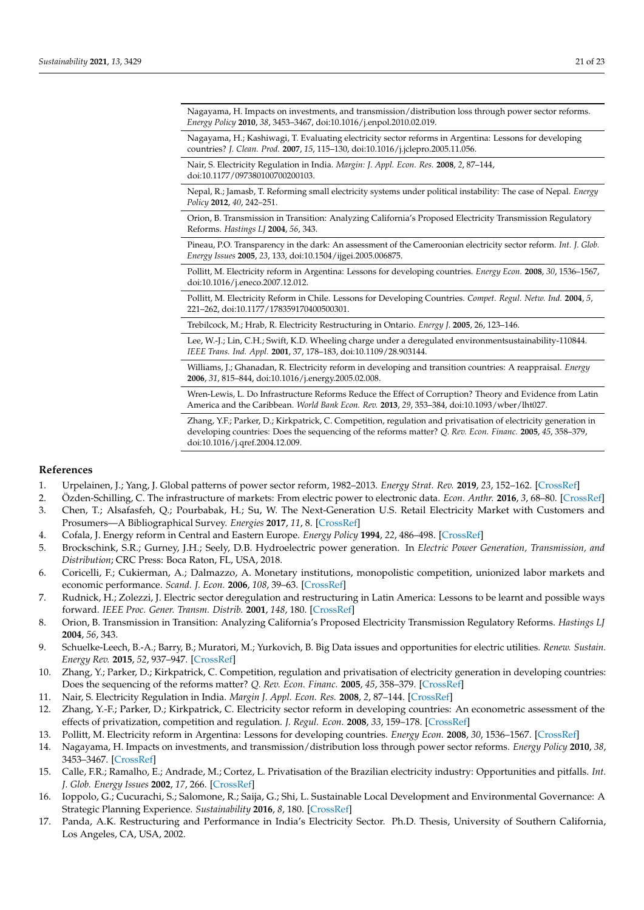| |
|---|
| Nagayama, H. Impacts on investments, and transmission/distribution loss through power sector reforms. *Energy Policy* **2010**, *38*, 3453–3467, doi:10.1016/j.enpol.2010.02.019. |
| Nagayama, H.; Kashiwagi, T. Evaluating electricity sector reforms in Argentina: Lessons for developing countries? *J. Clean. Prod.* **2007**, *15*, 115–130, doi:10.1016/j.jclepro.2005.11.056. |
| Nair, S. Electricity Regulation in India. *Margin: J. Appl. Econ. Res.* **2008**, *2*, 87–144, doi:10.1177/097380100700200103. |
| Nepal, R.; Jamasb, T. Reforming small electricity systems under political instability: The case of Nepal. *Energy Policy* **2012**, *40*, 242–251. |
| Orion, B. Transmission in Transition: Analyzing California's Proposed Electricity Transmission Regulatory Reforms. *Hastings LJ* **2004**, *56*, 343. |
| Pineau, P.O. Transparency in the dark: An assessment of the Cameroonian electricity sector reform. *Int. J. Glob. Energy Issues* **2005**, *23*, 133, doi:10.1504/ijgei.2005.006875. |
| Pollitt, M. Electricity reform in Argentina: Lessons for developing countries. *Energy Econ.* **2008**, *30*, 1536–1567, doi:10.1016/j.eneco.2007.12.012. |
| Pollitt, M. Electricity Reform in Chile. Lessons for Developing Countries. *Compet. Regul. Netw. Ind.* **2004**, *5*, 221–262, doi:10.1177/178359170400500301. |
| Trebilcock, M.; Hrab, R. Electricity Restructuring in Ontario. *Energy J.* **2005**, 26, 123–146. |
| Lee, W.-J.; Lin, C.H.; Swift, K.D. Wheeling charge under a deregulated environmentsustainability-110844. *IEEE Trans. Ind. Appl.* **2001**, 37, 178–183, doi:10.1109/28.903144. |
| Williams, J.; Ghanadan, R. Electricity reform in developing and transition countries: A reappraisal. *Energy* **2006**, *31*, 815–844, doi:10.1016/j.energy.2005.02.008. |
| Wren-Lewis, L. Do Infrastructure Reforms Reduce the Effect of Corruption? Theory and Evidence from Latin America and the Caribbean. *World Bank Econ. Rev.* **2013**, *29*, 353–384, doi:10.1093/wber/lht027. |
| Zhang, Y.F.; Parker, D.; Kirkpatrick, C. Competition, regulation and privatisation of electricity generation in developing countries: Does the sequencing of the reforms matter? *Q. Rev. Econ. Financ.* **2005**, *45*, 358–379, doi:10.1016/j.qref.2004.12.009. |

## References

1. Urpelainen, J.; Yang, J. Global patterns of power sector reform, 1982–2013. *Energy Strat. Rev.* **2019**, *23*, 152–162. [CrossRef]
2. Özden-Schilling, C. The infrastructure of markets: From electric power to electronic data. *Econ. Anthr.* **2016**, *3*, 68–80. [CrossRef]
3. Chen, T.; Alsafasfeh, Q.; Pourbabak, H.; Su, W. The Next-Generation U.S. Retail Electricity Market with Customers and Prosumers—A Bibliographical Survey. *Energies* **2017**, *11*, 8. [CrossRef]
4. Cofala, J. Energy reform in Central and Eastern Europe. *Energy Policy* **1994**, *22*, 486–498. [CrossRef]
5. Brockschink, S.R.; Gurney, J.H.; Seely, D.B. Hydroelectric power generation. In *Electric Power Generation, Transmission, and Distribution*; CRC Press: Boca Raton, FL, USA, 2018.
6. Coricelli, F.; Cukierman, A.; Dalmazzo, A. Monetary institutions, monopolistic competition, unionized labor markets and economic performance. *Scand. J. Econ.* **2006**, *108*, 39–63. [CrossRef]
7. Rudnick, H.; Zolezzi, J. Electric sector deregulation and restructuring in Latin America: Lessons to be learnt and possible ways forward. *IEEE Proc. Gener. Transm. Distrib.* **2001**, *148*, 180. [CrossRef]
8. Orion, B. Transmission in Transition: Analyzing California's Proposed Electricity Transmission Regulatory Reforms. *Hastings LJ* **2004**, *56*, 343.
9. Schuelke-Leech, B.-A.; Barry, B.; Muratori, M.; Yurkovich, B. Big Data issues and opportunities for electric utilities. *Renew. Sustain. Energy Rev.* **2015**, *52*, 937–947. [CrossRef]
10. Zhang, Y.; Parker, D.; Kirkpatrick, C. Competition, regulation and privatisation of electricity generation in developing countries: Does the sequencing of the reforms matter? *Q. Rev. Econ. Financ.* **2005**, *45*, 358–379. [CrossRef]
11. Nair, S. Electricity Regulation in India. *Margin J. Appl. Econ. Res.* **2008**, *2*, 87–144. [CrossRef]
12. Zhang, Y.-F.; Parker, D.; Kirkpatrick, C. Electricity sector reform in developing countries: An econometric assessment of the effects of privatization, competition and regulation. *J. Regul. Econ.* **2008**, *33*, 159–178. [CrossRef]
13. Pollitt, M. Electricity reform in Argentina: Lessons for developing countries. *Energy Econ.* **2008**, *30*, 1536–1567. [CrossRef]
14. Nagayama, H. Impacts on investments, and transmission/distribution loss through power sector reforms. *Energy Policy* **2010**, *38*, 3453–3467. [CrossRef]
15. Calle, F.R.; Ramalho, E.; Andrade, M.; Cortez, L. Privatisation of the Brazilian electricity industry: Opportunities and pitfalls. *Int. J. Glob. Energy Issues* **2002**, *17*, 266. [CrossRef]
16. Ioppolo, G.; Cucurachi, S.; Salomone, R.; Saija, G.; Shi, L. Sustainable Local Development and Environmental Governance: A Strategic Planning Experience. *Sustainability* **2016**, *8*, 180. [CrossRef]
17. Panda, A.K. Restructuring and Performance in India's Electricity Sector. Ph.D. Thesis, University of Southern California, Los Angeles, CA, USA, 2002.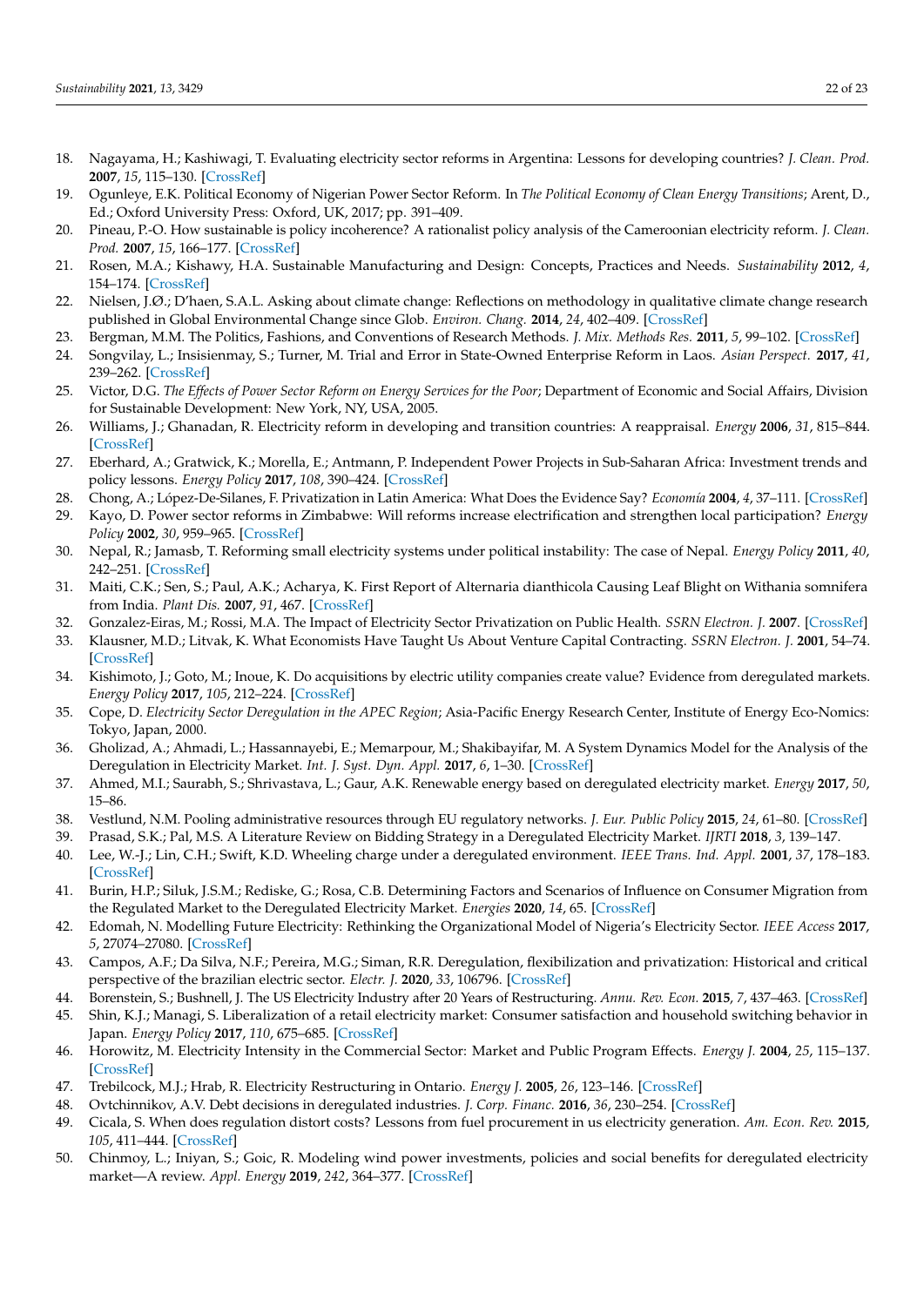18. Nagayama, H.; Kashiwagi, T. Evaluating electricity sector reforms in Argentina: Lessons for developing countries? *J. Clean. Prod.* **2007**, *15*, 115–130. [CrossRef]
19. Ogunleye, E.K. Political Economy of Nigerian Power Sector Reform. In *The Political Economy of Clean Energy Transitions*; Arent, D., Ed.; Oxford University Press: Oxford, UK, 2017; pp. 391–409.
20. Pineau, P.-O. How sustainable is policy incoherence? A rationalist policy analysis of the Cameroonian electricity reform. *J. Clean. Prod.* **2007**, *15*, 166–177. [CrossRef]
21. Rosen, M.A.; Kishawy, H.A. Sustainable Manufacturing and Design: Concepts, Practices and Needs. *Sustainability* **2012**, *4*, 154–174. [CrossRef]
22. Nielsen, J.Ø.; D'haen, S.A.L. Asking about climate change: Reflections on methodology in qualitative climate change research published in Global Environmental Change since Glob. *Environ. Chang.* **2014**, *24*, 402–409. [CrossRef]
23. Bergman, M.M. The Politics, Fashions, and Conventions of Research Methods. *J. Mix. Methods Res.* **2011**, *5*, 99–102. [CrossRef]
24. Songvilay, L.; Insisienmay, S.; Turner, M. Trial and Error in State-Owned Enterprise Reform in Laos. *Asian Perspect.* **2017**, *41*, 239–262. [CrossRef]
25. Victor, D.G. *The Effects of Power Sector Reform on Energy Services for the Poor*; Department of Economic and Social Affairs, Division for Sustainable Development: New York, NY, USA, 2005.
26. Williams, J.; Ghanadan, R. Electricity reform in developing and transition countries: A reappraisal. *Energy* **2006**, *31*, 815–844. [CrossRef]
27. Eberhard, A.; Gratwick, K.; Morella, E.; Antmann, P. Independent Power Projects in Sub-Saharan Africa: Investment trends and policy lessons. *Energy Policy* **2017**, *108*, 390–424. [CrossRef]
28. Chong, A.; López-De-Silanes, F. Privatization in Latin America: What Does the Evidence Say? *Economía* **2004**, *4*, 37–111. [CrossRef]
29. Kayo, D. Power sector reforms in Zimbabwe: Will reforms increase electrification and strengthen local participation? *Energy Policy* **2002**, *30*, 959–965. [CrossRef]
30. Nepal, R.; Jamasb, T. Reforming small electricity systems under political instability: The case of Nepal. *Energy Policy* **2011**, *40*, 242–251. [CrossRef]
31. Maiti, C.K.; Sen, S.; Paul, A.K.; Acharya, K. First Report of Alternaria dianthicola Causing Leaf Blight on Withania somnifera from India. *Plant Dis.* **2007**, *91*, 467. [CrossRef]
32. Gonzalez-Eiras, M.; Rossi, M.A. The Impact of Electricity Sector Privatization on Public Health. *SSRN Electron. J.* **2007**. [CrossRef]
33. Klausner, M.D.; Litvak, K. What Economists Have Taught Us About Venture Capital Contracting. *SSRN Electron. J.* **2001**, 54–74. [CrossRef]
34. Kishimoto, J.; Goto, M.; Inoue, K. Do acquisitions by electric utility companies create value? Evidence from deregulated markets. *Energy Policy* **2017**, *105*, 212–224. [CrossRef]
35. Cope, D. *Electricity Sector Deregulation in the APEC Region*; Asia-Pacific Energy Research Center, Institute of Energy Eco-Nomics: Tokyo, Japan, 2000.
36. Gholizad, A.; Ahmadi, L.; Hassannayebi, E.; Memarpour, M.; Shakibayifar, M. A System Dynamics Model for the Analysis of the Deregulation in Electricity Market. *Int. J. Syst. Dyn. Appl.* **2017**, *6*, 1–30. [CrossRef]
37. Ahmed, M.I.; Saurabh, S.; Shrivastava, L.; Gaur, A.K. Renewable energy based on deregulated electricity market. *Energy* **2017**, *50*, 15–86.
38. Vestlund, N.M. Pooling administrative resources through EU regulatory networks. *J. Eur. Public Policy* **2015**, *24*, 61–80. [CrossRef]
39. Prasad, S.K.; Pal, M.S. A Literature Review on Bidding Strategy in a Deregulated Electricity Market. *IJRTI* **2018**, *3*, 139–147.
40. Lee, W.-J.; Lin, C.H.; Swift, K.D. Wheeling charge under a deregulated environment. *IEEE Trans. Ind. Appl.* **2001**, *37*, 178–183. [CrossRef]
41. Burin, H.P.; Siluk, J.S.M.; Rediske, G.; Rosa, C.B. Determining Factors and Scenarios of Influence on Consumer Migration from the Regulated Market to the Deregulated Electricity Market. *Energies* **2020**, *14*, 65. [CrossRef]
42. Edomah, N. Modelling Future Electricity: Rethinking the Organizational Model of Nigeria's Electricity Sector. *IEEE Access* **2017**, *5*, 27074–27080. [CrossRef]
43. Campos, A.F.; Da Silva, N.F.; Pereira, M.G.; Siman, R.R. Deregulation, flexibilization and privatization: Historical and critical perspective of the brazilian electric sector. *Electr. J.* **2020**, *33*, 106796. [CrossRef]
44. Borenstein, S.; Bushnell, J. The US Electricity Industry after 20 Years of Restructuring. *Annu. Rev. Econ.* **2015**, *7*, 437–463. [CrossRef]
45. Shin, K.J.; Managi, S. Liberalization of a retail electricity market: Consumer satisfaction and household switching behavior in Japan. *Energy Policy* **2017**, *110*, 675–685. [CrossRef]
46. Horowitz, M. Electricity Intensity in the Commercial Sector: Market and Public Program Effects. *Energy J.* **2004**, *25*, 115–137. [CrossRef]
47. Trebilcock, M.J.; Hrab, R. Electricity Restructuring in Ontario. *Energy J.* **2005**, *26*, 123–146. [CrossRef]
48. Ovtchinnikov, A.V. Debt decisions in deregulated industries. *J. Corp. Financ.* **2016**, *36*, 230–254. [CrossRef]
49. Cicala, S. When does regulation distort costs? Lessons from fuel procurement in us electricity generation. *Am. Econ. Rev.* **2015**, *105*, 411–444. [CrossRef]
50. Chinmoy, L.; Iniyan, S.; Goic, R. Modeling wind power investments, policies and social benefits for deregulated electricity market—A review. *Appl. Energy* **2019**, *242*, 364–377. [CrossRef]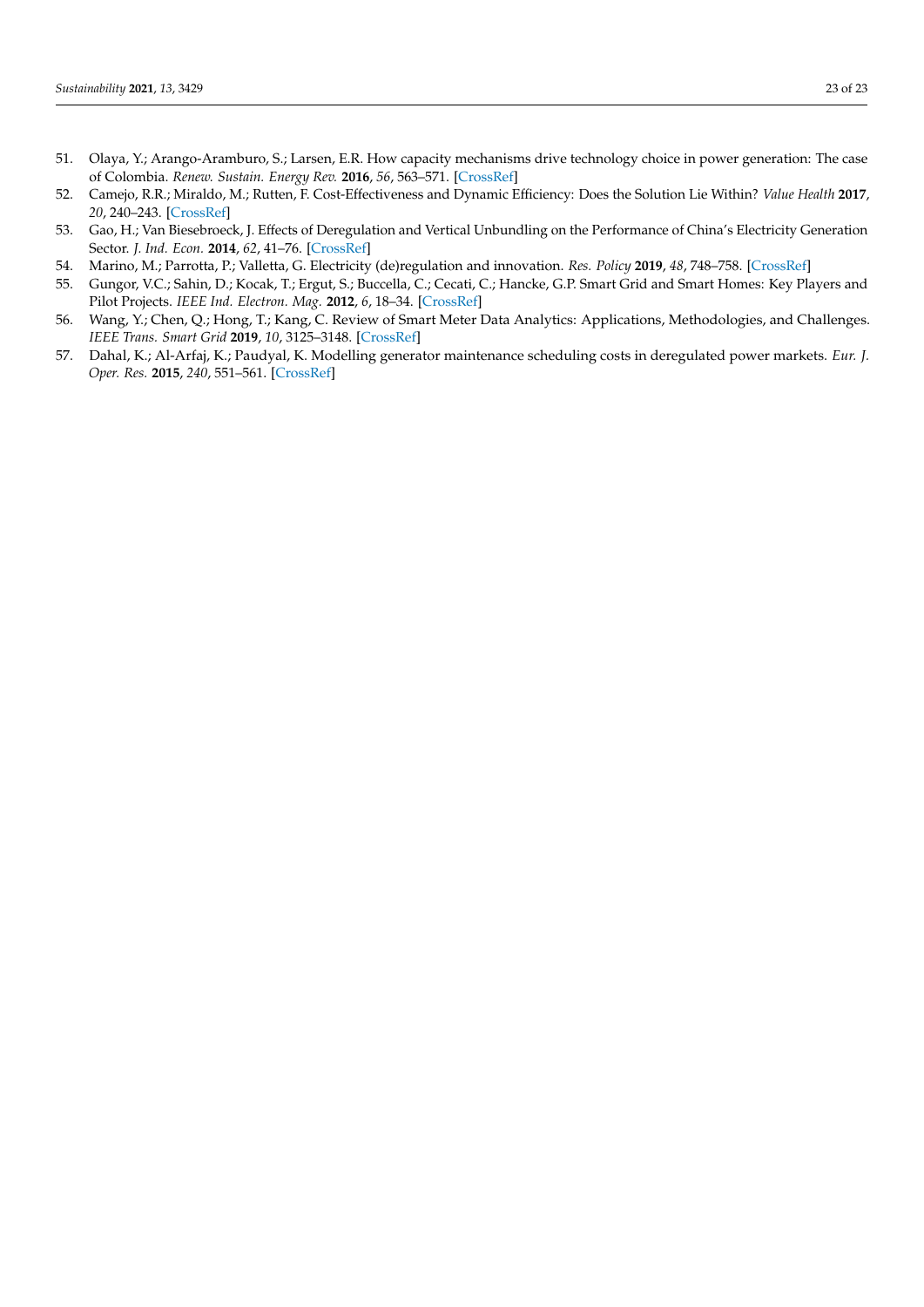51. Olaya, Y.; Arango-Aramburo, S.; Larsen, E.R. How capacity mechanisms drive technology choice in power generation: The case of Colombia. *Renew. Sustain. Energy Rev.* **2016**, *56*, 563–571. [CrossRef]
52. Camejo, R.R.; Miraldo, M.; Rutten, F. Cost-Effectiveness and Dynamic Efficiency: Does the Solution Lie Within? *Value Health* **2017**, *20*, 240–243. [CrossRef]
53. Gao, H.; Van Biesebroeck, J. Effects of Deregulation and Vertical Unbundling on the Performance of China's Electricity Generation Sector. *J. Ind. Econ.* **2014**, *62*, 41–76. [CrossRef]
54. Marino, M.; Parrotta, P.; Valletta, G. Electricity (de)regulation and innovation. *Res. Policy* **2019**, *48*, 748–758. [CrossRef]
55. Gungor, V.C.; Sahin, D.; Kocak, T.; Ergut, S.; Buccella, C.; Cecati, C.; Hancke, G.P. Smart Grid and Smart Homes: Key Players and Pilot Projects. *IEEE Ind. Electron. Mag.* **2012**, *6*, 18–34. [CrossRef]
56. Wang, Y.; Chen, Q.; Hong, T.; Kang, C. Review of Smart Meter Data Analytics: Applications, Methodologies, and Challenges. *IEEE Trans. Smart Grid* **2019**, *10*, 3125–3148. [CrossRef]
57. Dahal, K.; Al-Arfaj, K.; Paudyal, K. Modelling generator maintenance scheduling costs in deregulated power markets. *Eur. J. Oper. Res.* **2015**, *240*, 551–561. [CrossRef]